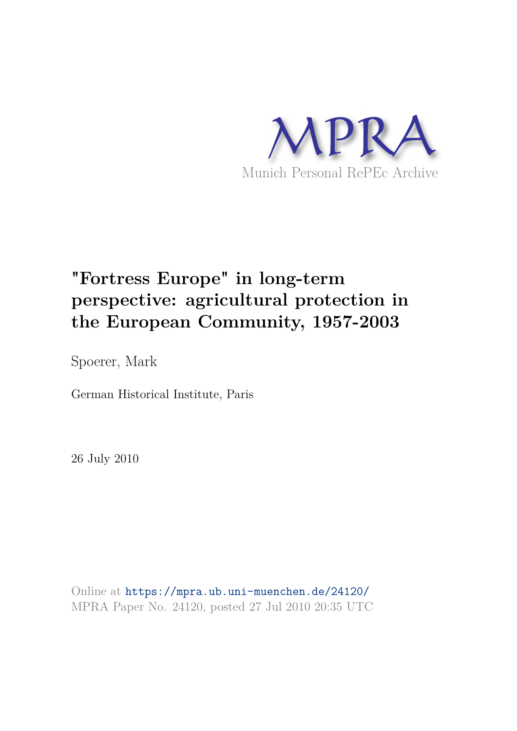MPRA

Munich Personal RePEc Archive

# "Fortress Europe" in long-term perspective: agricultural protection in the European Community, 1957-2003

Spoerer, Mark

German Historical Institute, Paris

26 July 2010

Online at https://mpra.ub.uni-muenchen.de/24120/
MPRA Paper No. 24120, posted 27 Jul 2010 20:35 UTC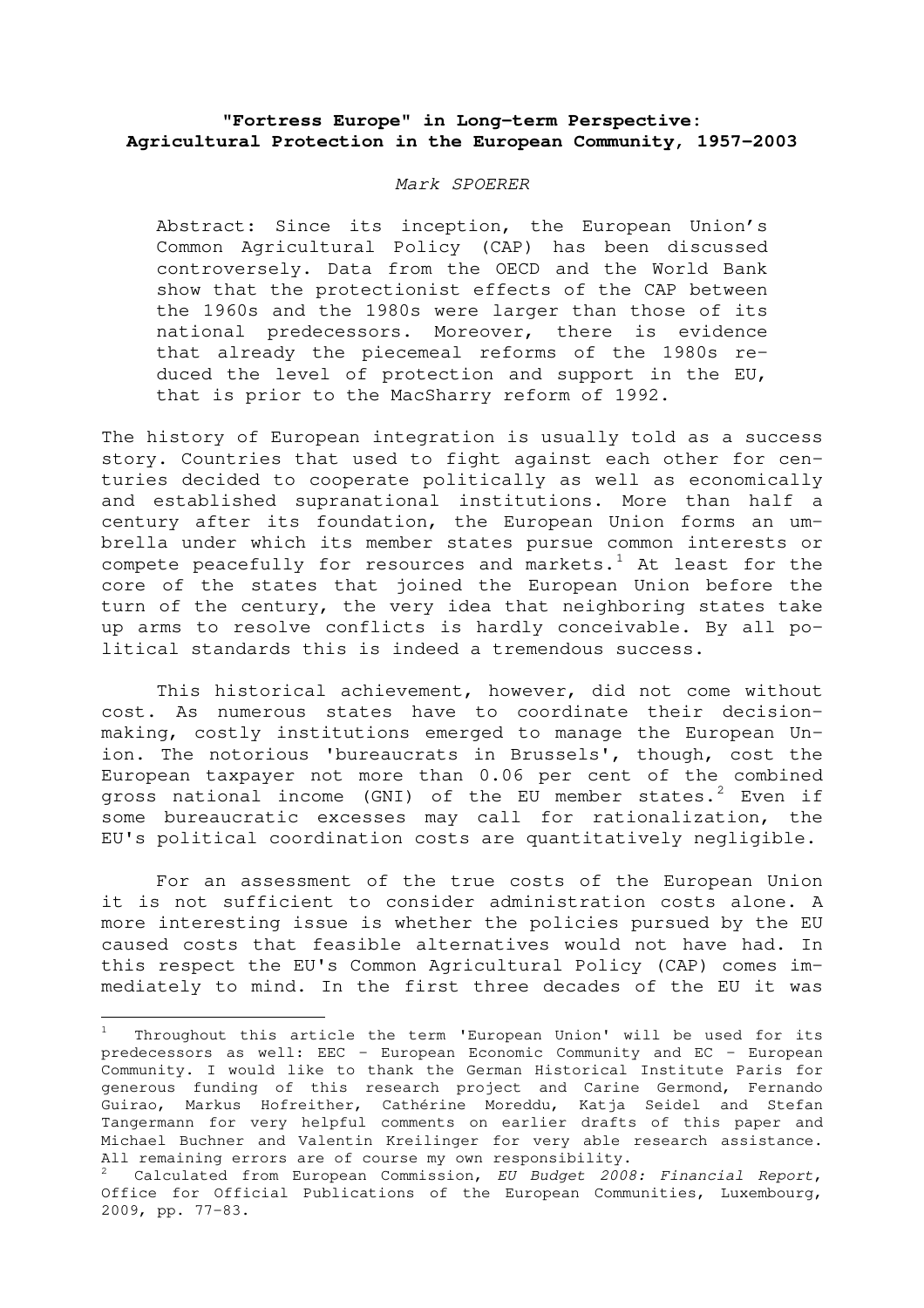# "Fortress Europe" in Long-term Perspective: Agricultural Protection in the European Community, 1957-2003

*Mark SPOERER*

> Abstract: Since its inception, the European Union's Common Agricultural Policy (CAP) has been discussed controversely. Data from the OECD and the World Bank show that the protectionist effects of the CAP between the 1960s and the 1980s were larger than those of its national predecessors. Moreover, there is evidence that already the piecemeal reforms of the 1980s reduced the level of protection and support in the EU, that is prior to the MacSharry reform of 1992.

The history of European integration is usually told as a success story. Countries that used to fight against each other for centuries decided to cooperate politically as well as economically and established supranational institutions. More than half a century after its foundation, the European Union forms an umbrella under which its member states pursue common interests or compete peacefully for resources and markets.[1] At least for the core of the states that joined the European Union before the turn of the century, the very idea that neighboring states take up arms to resolve conflicts is hardly conceivable. By all political standards this is indeed a tremendous success.

This historical achievement, however, did not come without cost. As numerous states have to coordinate their decision-making, costly institutions emerged to manage the European Union. The notorious 'bureaucrats in Brussels', though, cost the European taxpayer not more than 0.06 per cent of the combined gross national income (GNI) of the EU member states.[2] Even if some bureaucratic excesses may call for rationalization, the EU's political coordination costs are quantitatively negligible.

For an assessment of the true costs of the European Union it is not sufficient to consider administration costs alone. A more interesting issue is whether the policies pursued by the EU caused costs that feasible alternatives would not have had. In this respect the EU's Common Agricultural Policy (CAP) comes immediately to mind. In the first three decades of the EU it was

---

[1] Throughout this article the term 'European Union' will be used for its predecessors as well: EEC – European Economic Community and EC – European Community. I would like to thank the German Historical Institute Paris for generous funding of this research project and Carine Germond, Fernando Guirao, Markus Hofreither, Cathérine Moreddu, Katja Seidel and Stefan Tangermann for very helpful comments on earlier drafts of this paper and Michael Buchner and Valentin Kreilinger for very able research assistance. All remaining errors are of course my own responsibility.

[2] Calculated from European Commission, *EU Budget 2008: Financial Report*, Office for Official Publications of the European Communities, Luxembourg, 2009, pp. 77–83.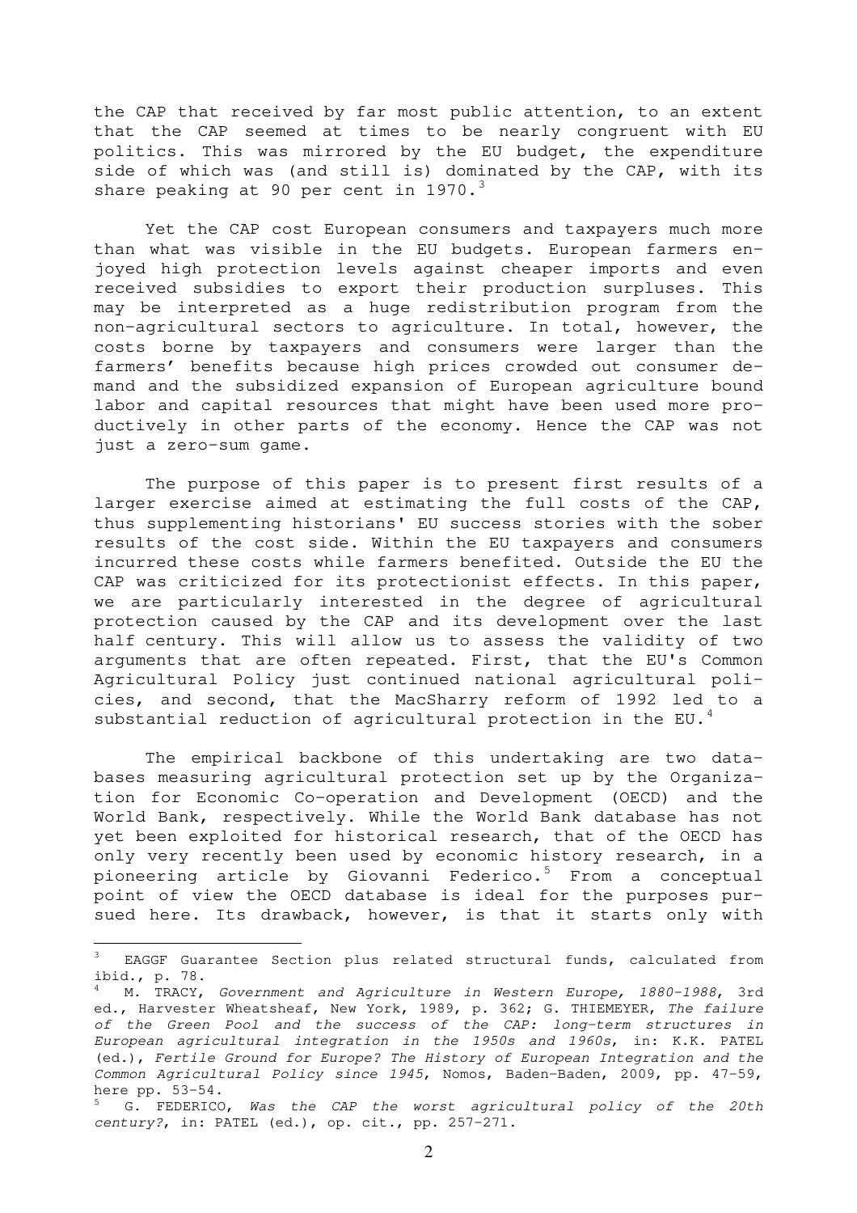the CAP that received by far most public attention, to an extent that the CAP seemed at times to be nearly congruent with EU politics. This was mirrored by the EU budget, the expenditure side of which was (and still is) dominated by the CAP, with its share peaking at 90 per cent in 1970.[3]

Yet the CAP cost European consumers and taxpayers much more than what was visible in the EU budgets. European farmers enjoyed high protection levels against cheaper imports and even received subsidies to export their production surpluses. This may be interpreted as a huge redistribution program from the non-agricultural sectors to agriculture. In total, however, the costs borne by taxpayers and consumers were larger than the farmers' benefits because high prices crowded out consumer demand and the subsidized expansion of European agriculture bound labor and capital resources that might have been used more productively in other parts of the economy. Hence the CAP was not just a zero-sum game.

The purpose of this paper is to present first results of a larger exercise aimed at estimating the full costs of the CAP, thus supplementing historians' EU success stories with the sober results of the cost side. Within the EU taxpayers and consumers incurred these costs while farmers benefited. Outside the EU the CAP was criticized for its protectionist effects. In this paper, we are particularly interested in the degree of agricultural protection caused by the CAP and its development over the last half century. This will allow us to assess the validity of two arguments that are often repeated. First, that the EU's Common Agricultural Policy just continued national agricultural policies, and second, that the MacSharry reform of 1992 led to a substantial reduction of agricultural protection in the EU.[4]

The empirical backbone of this undertaking are two databases measuring agricultural protection set up by the Organization for Economic Co-operation and Development (OECD) and the World Bank, respectively. While the World Bank database has not yet been exploited for historical research, that of the OECD has only very recently been used by economic history research, in a pioneering article by Giovanni Federico.[5] From a conceptual point of view the OECD database is ideal for the purposes pursued here. Its drawback, however, is that it starts only with

---

[3] EAGGF Guarantee Section plus related structural funds, calculated from ibid., p. 78.

[4] M. TRACY, *Government and Agriculture in Western Europe, 1880-1988*, 3rd ed., Harvester Wheatsheaf, New York, 1989, p. 362; G. THIEMEYER, *The failure of the Green Pool and the success of the CAP: long-term structures in European agricultural integration in the 1950s and 1960s*, in: K.K. PATEL (ed.), *Fertile Ground for Europe? The History of European Integration and the Common Agricultural Policy since 1945*, Nomos, Baden-Baden, 2009, pp. 47-59, here pp. 53-54.

[5] G. FEDERICO, *Was the CAP the worst agricultural policy of the 20th century?*, in: PATEL (ed.), op. cit., pp. 257-271.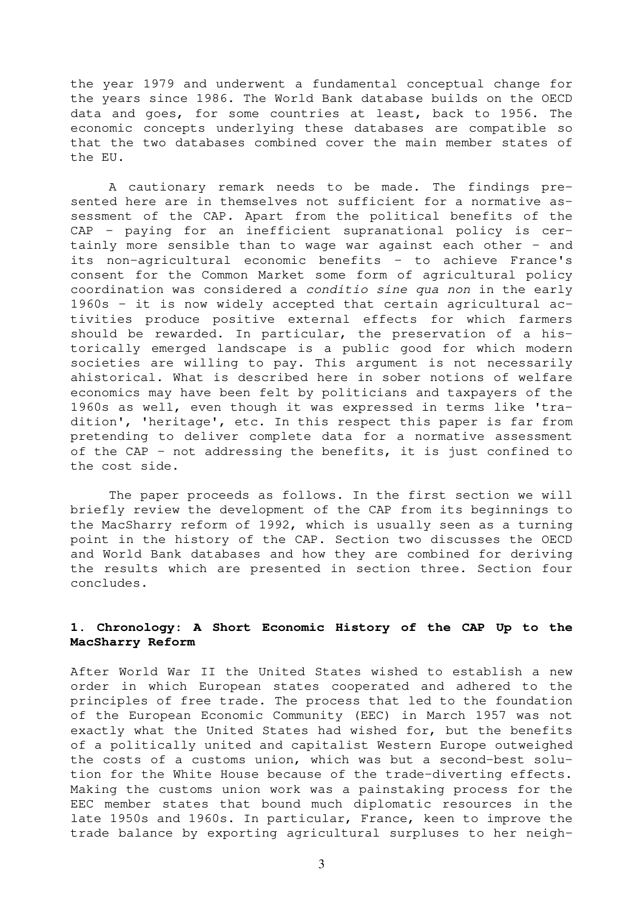the year 1979 and underwent a fundamental conceptual change for the years since 1986. The World Bank database builds on the OECD data and goes, for some countries at least, back to 1956. The economic concepts underlying these databases are compatible so that the two databases combined cover the main member states of the EU.

A cautionary remark needs to be made. The findings presented here are in themselves not sufficient for a normative assessment of the CAP. Apart from the political benefits of the CAP – paying for an inefficient supranational policy is certainly more sensible than to wage war against each other – and its non-agricultural economic benefits – to achieve France's consent for the Common Market some form of agricultural policy coordination was considered a *conditio sine qua non* in the early 1960s – it is now widely accepted that certain agricultural activities produce positive external effects for which farmers should be rewarded. In particular, the preservation of a historically emerged landscape is a public good for which modern societies are willing to pay. This argument is not necessarily ahistorical. What is described here in sober notions of welfare economics may have been felt by politicians and taxpayers of the 1960s as well, even though it was expressed in terms like 'tradition', 'heritage', etc. In this respect this paper is far from pretending to deliver complete data for a normative assessment of the CAP – not addressing the benefits, it is just confined to the cost side.

The paper proceeds as follows. In the first section we will briefly review the development of the CAP from its beginnings to the MacSharry reform of 1992, which is usually seen as a turning point in the history of the CAP. Section two discusses the OECD and World Bank databases and how they are combined for deriving the results which are presented in section three. Section four concludes.

## 1. Chronology: A Short Economic History of the CAP Up to the MacSharry Reform

After World War II the United States wished to establish a new order in which European states cooperated and adhered to the principles of free trade. The process that led to the foundation of the European Economic Community (EEC) in March 1957 was not exactly what the United States had wished for, but the benefits of a politically united and capitalist Western Europe outweighed the costs of a customs union, which was but a second-best solution for the White House because of the trade-diverting effects. Making the customs union work was a painstaking process for the EEC member states that bound much diplomatic resources in the late 1950s and 1960s. In particular, France, keen to improve the trade balance by exporting agricultural surpluses to her neigh-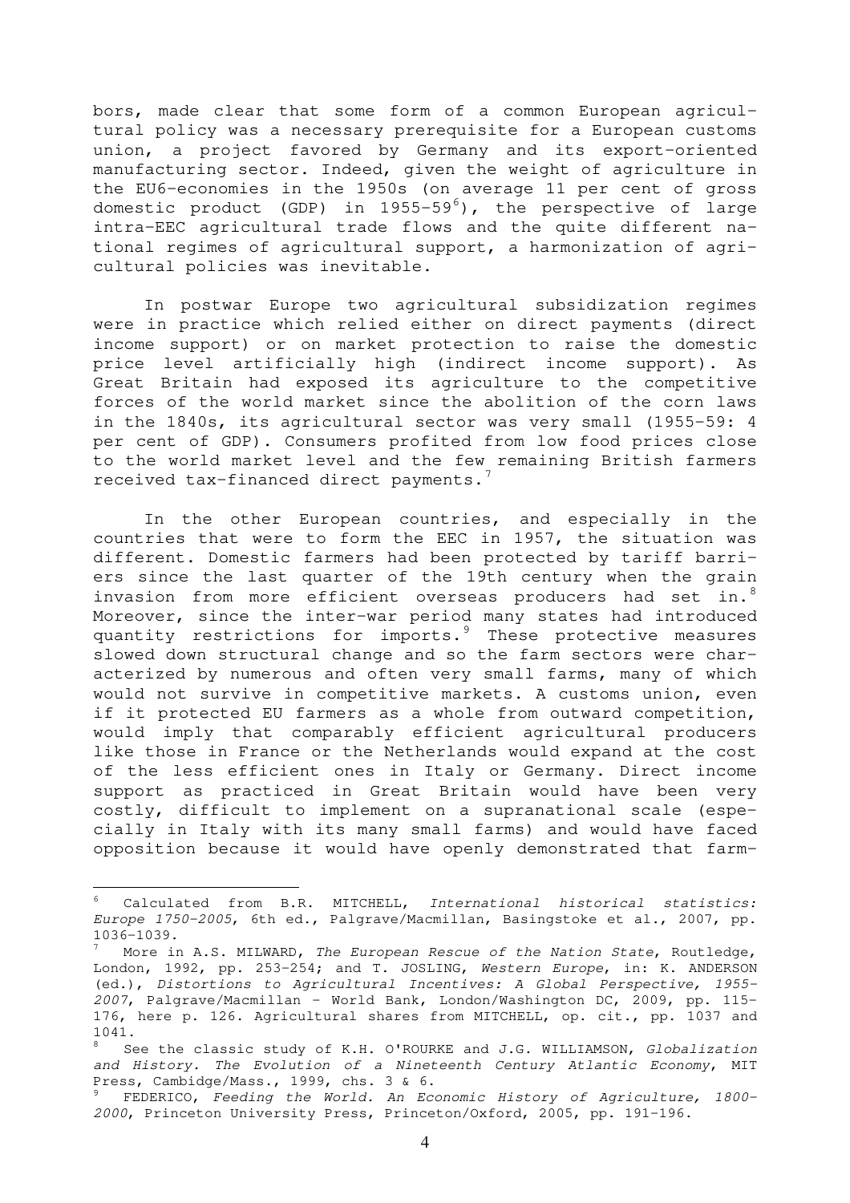bors, made clear that some form of a common European agricultural policy was a necessary prerequisite for a European customs union, a project favored by Germany and its export-oriented manufacturing sector. Indeed, given the weight of agriculture in the EU6-economies in the 1950s (on average 11 per cent of gross domestic product (GDP) in 1955-59[6]), the perspective of large intra-EEC agricultural trade flows and the quite different national regimes of agricultural support, a harmonization of agricultural policies was inevitable.

In postwar Europe two agricultural subsidization regimes were in practice which relied either on direct payments (direct income support) or on market protection to raise the domestic price level artificially high (indirect income support). As Great Britain had exposed its agriculture to the competitive forces of the world market since the abolition of the corn laws in the 1840s, its agricultural sector was very small (1955-59: 4 per cent of GDP). Consumers profited from low food prices close to the world market level and the few remaining British farmers received tax-financed direct payments.[7]

In the other European countries, and especially in the countries that were to form the EEC in 1957, the situation was different. Domestic farmers had been protected by tariff barriers since the last quarter of the 19th century when the grain invasion from more efficient overseas producers had set in.[8] Moreover, since the inter-war period many states had introduced quantity restrictions for imports.[9] These protective measures slowed down structural change and so the farm sectors were characterized by numerous and often very small farms, many of which would not survive in competitive markets. A customs union, even if it protected EU farmers as a whole from outward competition, would imply that comparably efficient agricultural producers like those in France or the Netherlands would expand at the cost of the less efficient ones in Italy or Germany. Direct income support as practiced in Great Britain would have been very costly, difficult to implement on a supranational scale (especially in Italy with its many small farms) and would have faced opposition because it would have openly demonstrated that farm-

---

[6] Calculated from B.R. MITCHELL, *International historical statistics: Europe 1750-2005*, 6th ed., Palgrave/Macmillan, Basingstoke et al., 2007, pp. 1036-1039.

[7] More in A.S. MILWARD, *The European Rescue of the Nation State*, Routledge, London, 1992, pp. 253-254; and T. JOSLING, *Western Europe*, in: K. ANDERSON (ed.), *Distortions to Agricultural Incentives: A Global Perspective, 1955-2007*, Palgrave/Macmillan – World Bank, London/Washington DC, 2009, pp. 115-176, here p. 126. Agricultural shares from MITCHELL, op. cit., pp. 1037 and 1041.

[8] See the classic study of K.H. O'ROURKE and J.G. WILLIAMSON, *Globalization and History. The Evolution of a Nineteenth Century Atlantic Economy*, MIT Press, Cambridge/Mass., 1999, chs. 3 & 6.

[9] FEDERICO, *Feeding the World. An Economic History of Agriculture, 1800-2000*, Princeton University Press, Princeton/Oxford, 2005, pp. 191-196.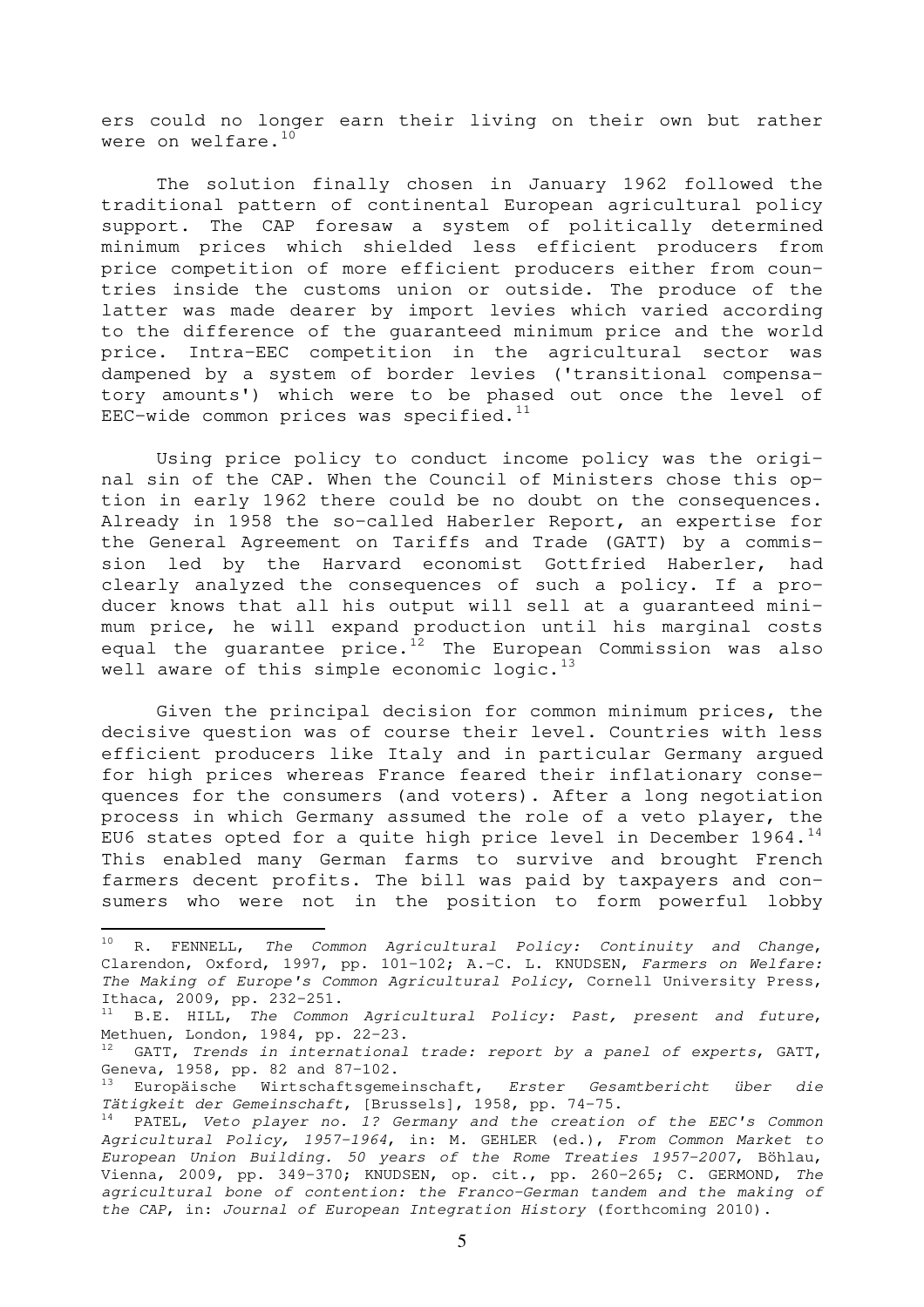ers could no longer earn their living on their own but rather were on welfare.[10]

The solution finally chosen in January 1962 followed the traditional pattern of continental European agricultural policy support. The CAP foresaw a system of politically determined minimum prices which shielded less efficient producers from price competition of more efficient producers either from countries inside the customs union or outside. The produce of the latter was made dearer by import levies which varied according to the difference of the guaranteed minimum price and the world price. Intra-EEC competition in the agricultural sector was dampened by a system of border levies ('transitional compensatory amounts') which were to be phased out once the level of EEC-wide common prices was specified.[11]

Using price policy to conduct income policy was the original sin of the CAP. When the Council of Ministers chose this option in early 1962 there could be no doubt on the consequences. Already in 1958 the so-called Haberler Report, an expertise for the General Agreement on Tariffs and Trade (GATT) by a commission led by the Harvard economist Gottfried Haberler, had clearly analyzed the consequences of such a policy. If a producer knows that all his output will sell at a guaranteed minimum price, he will expand production until his marginal costs equal the guarantee price.[12] The European Commission was also well aware of this simple economic logic.[13]

Given the principal decision for common minimum prices, the decisive question was of course their level. Countries with less efficient producers like Italy and in particular Germany argued for high prices whereas France feared their inflationary consequences for the consumers (and voters). After a long negotiation process in which Germany assumed the role of a veto player, the EU6 states opted for a quite high price level in December 1964.[14] This enabled many German farms to survive and brought French farmers decent profits. The bill was paid by taxpayers and consumers who were not in the position to form powerful lobby

---

[10] R. FENNELL, *The Common Agricultural Policy: Continuity and Change*, Clarendon, Oxford, 1997, pp. 101-102; A.-C. L. KNUDSEN, *Farmers on Welfare: The Making of Europe's Common Agricultural Policy*, Cornell University Press, Ithaca, 2009, pp. 232-251.

[11] B.E. HILL, *The Common Agricultural Policy: Past, present and future*, Methuen, London, 1984, pp. 22-23.

[12] GATT, *Trends in international trade: report by a panel of experts*, GATT, Geneva, 1958, pp. 82 and 87-102.

[13] Europäische Wirtschaftsgemeinschaft, *Erster Gesamtbericht über die Tätigkeit der Gemeinschaft*, [Brussels], 1958, pp. 74-75.

[14] PATEL, *Veto player no. 1? Germany and the creation of the EEC's Common Agricultural Policy, 1957-1964*, in: M. GEHLER (ed.), *From Common Market to European Union Building. 50 years of the Rome Treaties 1957-2007*, Böhlau, Vienna, 2009, pp. 349-370; KNUDSEN, op. cit., pp. 260-265; C. GERMOND, *The agricultural bone of contention: the Franco-German tandem and the making of the CAP*, in: *Journal of European Integration History* (forthcoming 2010).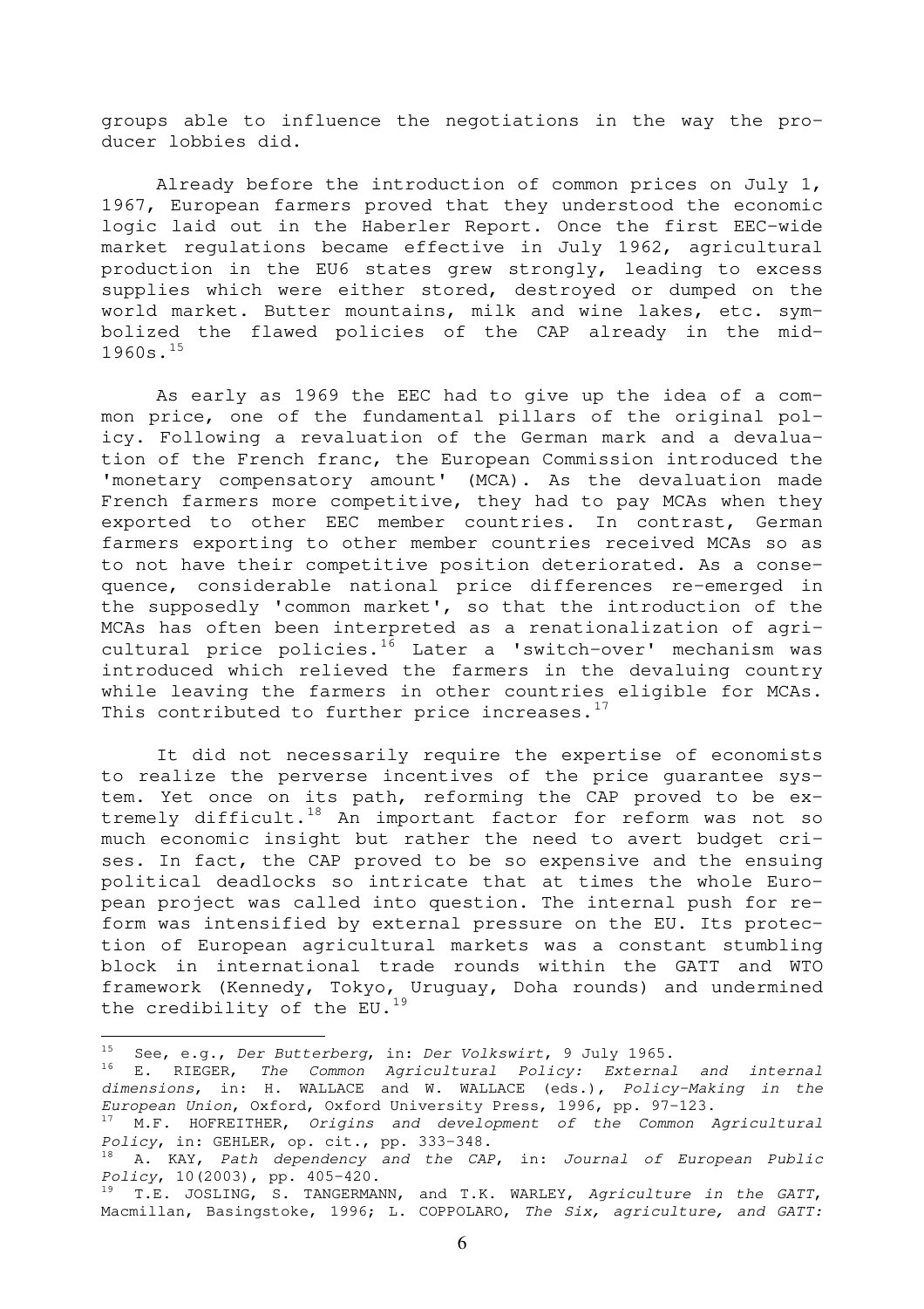groups able to influence the negotiations in the way the producer lobbies did.

Already before the introduction of common prices on July 1, 1967, European farmers proved that they understood the economic logic laid out in the Haberler Report. Once the first EEC-wide market regulations became effective in July 1962, agricultural production in the EU6 states grew strongly, leading to excess supplies which were either stored, destroyed or dumped on the world market. Butter mountains, milk and wine lakes, etc. symbolized the flawed policies of the CAP already in the mid-1960s.[15]

As early as 1969 the EEC had to give up the idea of a common price, one of the fundamental pillars of the original policy. Following a revaluation of the German mark and a devaluation of the French franc, the European Commission introduced the 'monetary compensatory amount' (MCA). As the devaluation made French farmers more competitive, they had to pay MCAs when they exported to other EEC member countries. In contrast, German farmers exporting to other member countries received MCAs so as to not have their competitive position deteriorated. As a consequence, considerable national price differences re-emerged in the supposedly 'common market', so that the introduction of the MCAs has often been interpreted as a renationalization of agricultural price policies.[16] Later a 'switch-over' mechanism was introduced which relieved the farmers in the devaluing country while leaving the farmers in other countries eligible for MCAs. This contributed to further price increases.[17]

It did not necessarily require the expertise of economists to realize the perverse incentives of the price guarantee system. Yet once on its path, reforming the CAP proved to be extremely difficult.[18] An important factor for reform was not so much economic insight but rather the need to avert budget crises. In fact, the CAP proved to be so expensive and the ensuing political deadlocks so intricate that at times the whole European project was called into question. The internal push for reform was intensified by external pressure on the EU. Its protection of European agricultural markets was a constant stumbling block in international trade rounds within the GATT and WTO framework (Kennedy, Tokyo, Uruguay, Doha rounds) and undermined the credibility of the EU.[19]

---

[15] See, e.g., *Der Butterberg*, in: *Der Volkswirt*, 9 July 1965.

[16] E. RIEGER, *The Common Agricultural Policy: External and internal dimensions*, in: H. WALLACE and W. WALLACE (eds.), *Policy-Making in the European Union*, Oxford, Oxford University Press, 1996, pp. 97-123.

[17] M.F. HOFREITHER, *Origins and development of the Common Agricultural Policy*, in: GEHLER, op. cit., pp. 333-348.

[18] A. KAY, *Path dependency and the CAP*, in: *Journal of European Public Policy*, 10(2003), pp. 405-420.

[19] T.E. JOSLING, S. TANGERMANN, and T.K. WARLEY, *Agriculture in the GATT*, Macmillan, Basingstoke, 1996; L. COPPOLARO, *The Six, agriculture, and GATT:*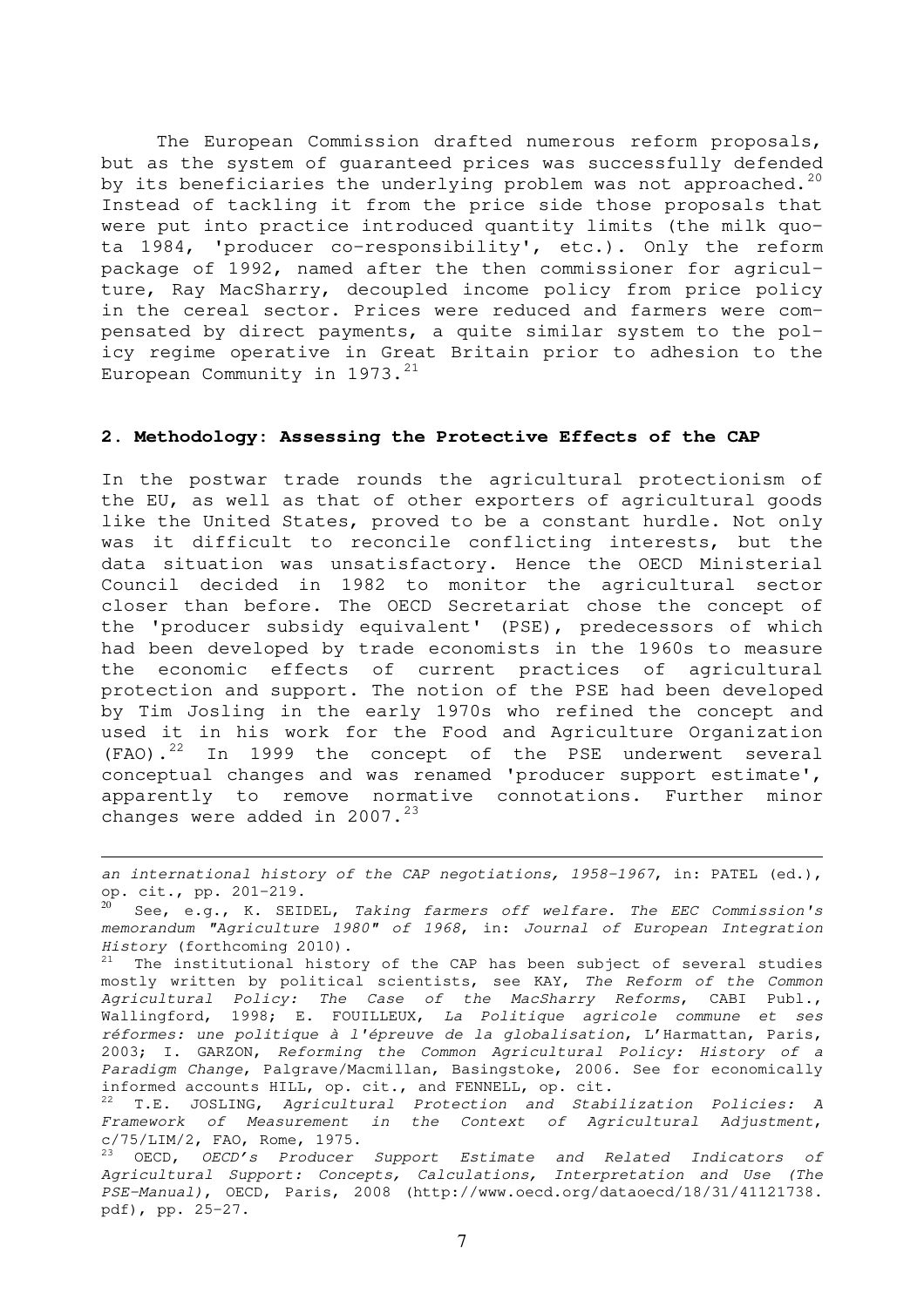The European Commission drafted numerous reform proposals, but as the system of guaranteed prices was successfully defended by its beneficiaries the underlying problem was not approached.[20] Instead of tackling it from the price side those proposals that were put into practice introduced quantity limits (the milk quota 1984, 'producer co-responsibility', etc.). Only the reform package of 1992, named after the then commissioner for agriculture, Ray MacSharry, decoupled income policy from price policy in the cereal sector. Prices were reduced and farmers were compensated by direct payments, a quite similar system to the policy regime operative in Great Britain prior to adhesion to the European Community in 1973.[21]

## 2. Methodology: Assessing the Protective Effects of the CAP

In the postwar trade rounds the agricultural protectionism of the EU, as well as that of other exporters of agricultural goods like the United States, proved to be a constant hurdle. Not only was it difficult to reconcile conflicting interests, but the data situation was unsatisfactory. Hence the OECD Ministerial Council decided in 1982 to monitor the agricultural sector closer than before. The OECD Secretariat chose the concept of the 'producer subsidy equivalent' (PSE), predecessors of which had been developed by trade economists in the 1960s to measure the economic effects of current practices of agricultural protection and support. The notion of the PSE had been developed by Tim Josling in the early 1970s who refined the concept and used it in his work for the Food and Agriculture Organization (FAO).[22] In 1999 the concept of the PSE underwent several conceptual changes and was renamed 'producer support estimate', apparently to remove normative connotations. Further minor changes were added in 2007.[23]

---

*an international history of the CAP negotiations, 1958-1967*, in: PATEL (ed.), op. cit., pp. 201-219.

[20] See, e.g., K. SEIDEL, *Taking farmers off welfare. The EEC Commission's memorandum "Agriculture 1980" of 1968*, in: *Journal of European Integration History* (forthcoming 2010).

[21] The institutional history of the CAP has been subject of several studies mostly written by political scientists, see KAY, *The Reform of the Common Agricultural Policy: The Case of the MacSharry Reforms*, CABI Publ., Wallingford, 1998; E. FOUILLEUX, *La Politique agricole commune et ses réformes: une politique à l'épreuve de la globalisation*, L'Harmattan, Paris, 2003; I. GARZON, *Reforming the Common Agricultural Policy: History of a Paradigm Change*, Palgrave/Macmillan, Basingstoke, 2006. See for economically informed accounts HILL, op. cit., and FENNELL, op. cit.

[22] T.E. JOSLING, *Agricultural Protection and Stabilization Policies: A Framework of Measurement in the Context of Agricultural Adjustment*, c/75/LIM/2, FAO, Rome, 1975.

[23] OECD, *OECD's Producer Support Estimate and Related Indicators of Agricultural Support: Concepts, Calculations, Interpretation and Use (The PSE-Manual)*, OECD, Paris, 2008 (http://www.oecd.org/dataoecd/18/31/41121738.pdf), pp. 25-27.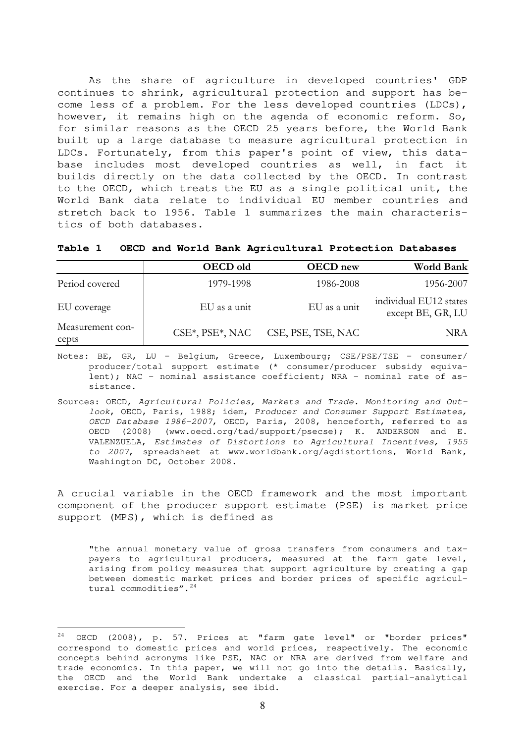As the share of agriculture in developed countries' GDP continues to shrink, agricultural protection and support has become less of a problem. For the less developed countries (LDCs), however, it remains high on the agenda of economic reform. So, for similar reasons as the OECD 25 years before, the World Bank built up a large database to measure agricultural protection in LDCs. Fortunately, from this paper's point of view, this database includes most developed countries as well, in fact it builds directly on the data collected by the OECD. In contrast to the OECD, which treats the EU as a single political unit, the World Bank data relate to individual EU member countries and stretch back to 1956. Table 1 summarizes the main characteristics of both databases.

**Table 1 OECD and World Bank Agricultural Protection Databases**

| | OECD old | OECD new | World Bank |
|---|---|---|---|
| Period covered | 1979-1998 | 1986-2008 | 1956-2007 |
| EU coverage | EU as a unit | EU as a unit | individual EU12 states except BE, GR, LU |
| Measurement concepts | CSE*, PSE*, NAC | CSE, PSE, TSE, NAC | NRA |

Notes: BE, GR, LU – Belgium, Greece, Luxembourg; CSE/PSE/TSE – consumer/producer/total support estimate (* consumer/producer subsidy equivalent); NAC – nominal assistance coefficient; NRA – nominal rate of assistance.

Sources: OECD, *Agricultural Policies, Markets and Trade. Monitoring and Outlook*, OECD, Paris, 1988; idem, *Producer and Consumer Support Estimates, OECD Database 1986-2007*, OECD, Paris, 2008, henceforth, referred to as OECD (2008) (www.oecd.org/tad/support/psecse); K. ANDERSON and E. VALENZUELA, *Estimates of Distortions to Agricultural Incentives, 1955 to 2007*, spreadsheet at www.worldbank.org/agdistortions, World Bank, Washington DC, October 2008.

A crucial variable in the OECD framework and the most important component of the producer support estimate (PSE) is market price support (MPS), which is defined as

> "the annual monetary value of gross transfers from consumers and taxpayers to agricultural producers, measured at the farm gate level, arising from policy measures that support agriculture by creating a gap between domestic market prices and border prices of specific agricultural commodities".[24]

---

[24] OECD (2008), p. 57. Prices at "farm gate level" or "border prices" correspond to domestic prices and world prices, respectively. The economic concepts behind acronyms like PSE, NAC or NRA are derived from welfare and trade economics. In this paper, we will not go into the details. Basically, the OECD and the World Bank undertake a classical partial-analytical exercise. For a deeper analysis, see ibid.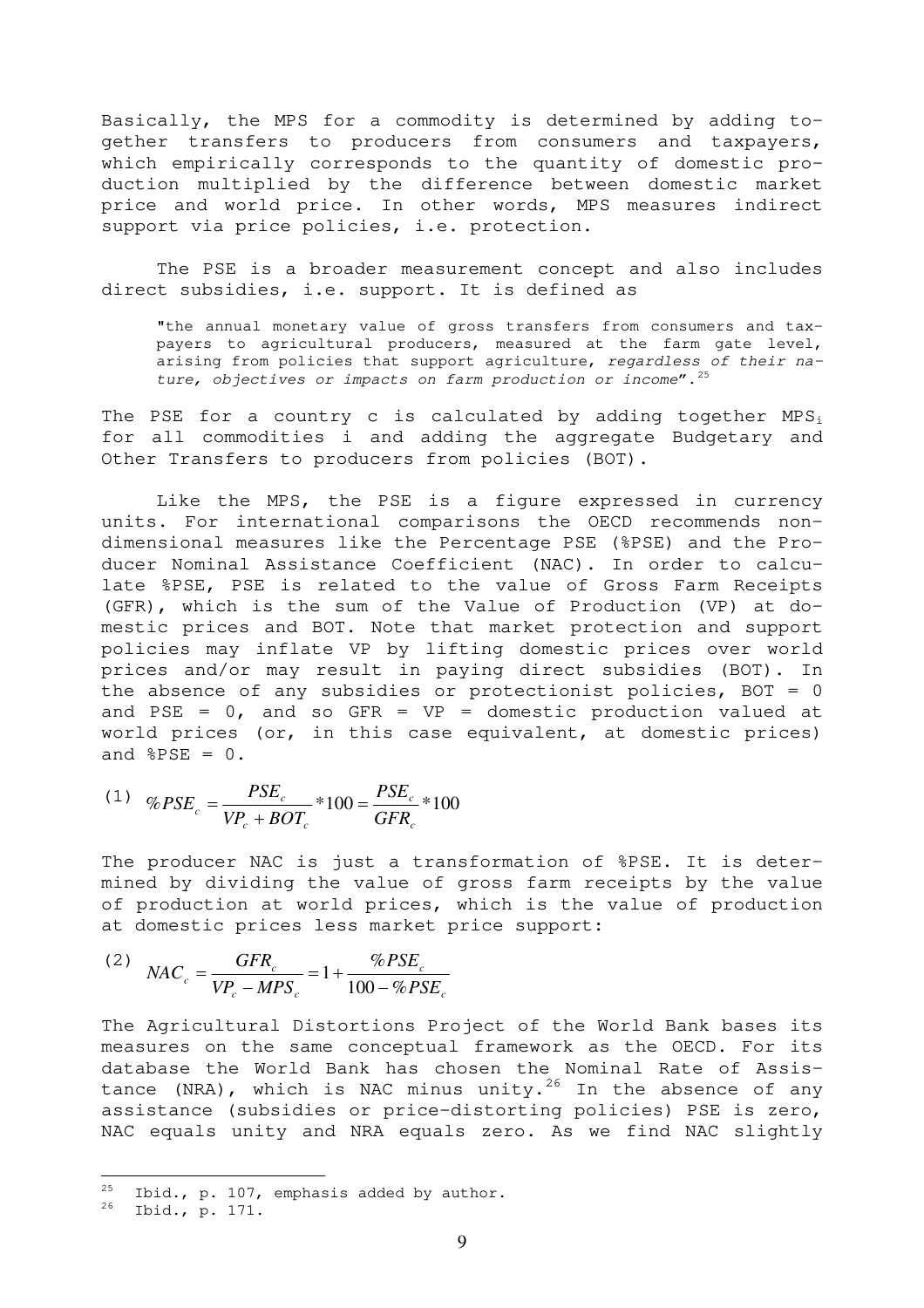Basically, the MPS for a commodity is determined by adding together transfers to producers from consumers and taxpayers, which empirically corresponds to the quantity of domestic production multiplied by the difference between domestic market price and world price. In other words, MPS measures indirect support via price policies, i.e. protection.

The PSE is a broader measurement concept and also includes direct subsidies, i.e. support. It is defined as

> "the annual monetary value of gross transfers from consumers and taxpayers to agricultural producers, measured at the farm gate level, arising from policies that support agriculture, *regardless of their nature, objectives or impacts on farm production or income*".[25]

The PSE for a country c is calculated by adding together $MPS_i$ for all commodities i and adding the aggregate Budgetary and Other Transfers to producers from policies (BOT).

Like the MPS, the PSE is a figure expressed in currency units. For international comparisons the OECD recommends non-dimensional measures like the Percentage PSE (%PSE) and the Producer Nominal Assistance Coefficient (NAC). In order to calculate %PSE, PSE is related to the value of Gross Farm Receipts (GFR), which is the sum of the Value of Production (VP) at domestic prices and BOT. Note that market protection and support policies may inflate VP by lifting domestic prices over world prices and/or may result in paying direct subsidies (BOT). In the absence of any subsidies or protectionist policies, BOT = 0 and PSE = 0, and so GFR = VP = domestic production valued at world prices (or, in this case equivalent, at domestic prices) and %PSE = 0.

$$(1) \quad \%PSE_c = \frac{PSE_c}{VP_c + BOT_c} * 100 = \frac{PSE_c}{GFR_c} * 100$$

The producer NAC is just a transformation of %PSE. It is determined by dividing the value of gross farm receipts by the value of production at world prices, which is the value of production at domestic prices less market price support:

$$(2) \quad NAC_c = \frac{GFR_c}{VP_c - MPS_c} = 1 + \frac{\%PSE_c}{100 - \%PSE_c}$$

The Agricultural Distortions Project of the World Bank bases its measures on the same conceptual framework as the OECD. For its database the World Bank has chosen the Nominal Rate of Assistance (NRA), which is NAC minus unity.[26] In the absence of any assistance (subsidies or price-distorting policies) PSE is zero, NAC equals unity and NRA equals zero. As we find NAC slightly

---

[25] Ibid., p. 107, emphasis added by author.

[26] Ibid., p. 171.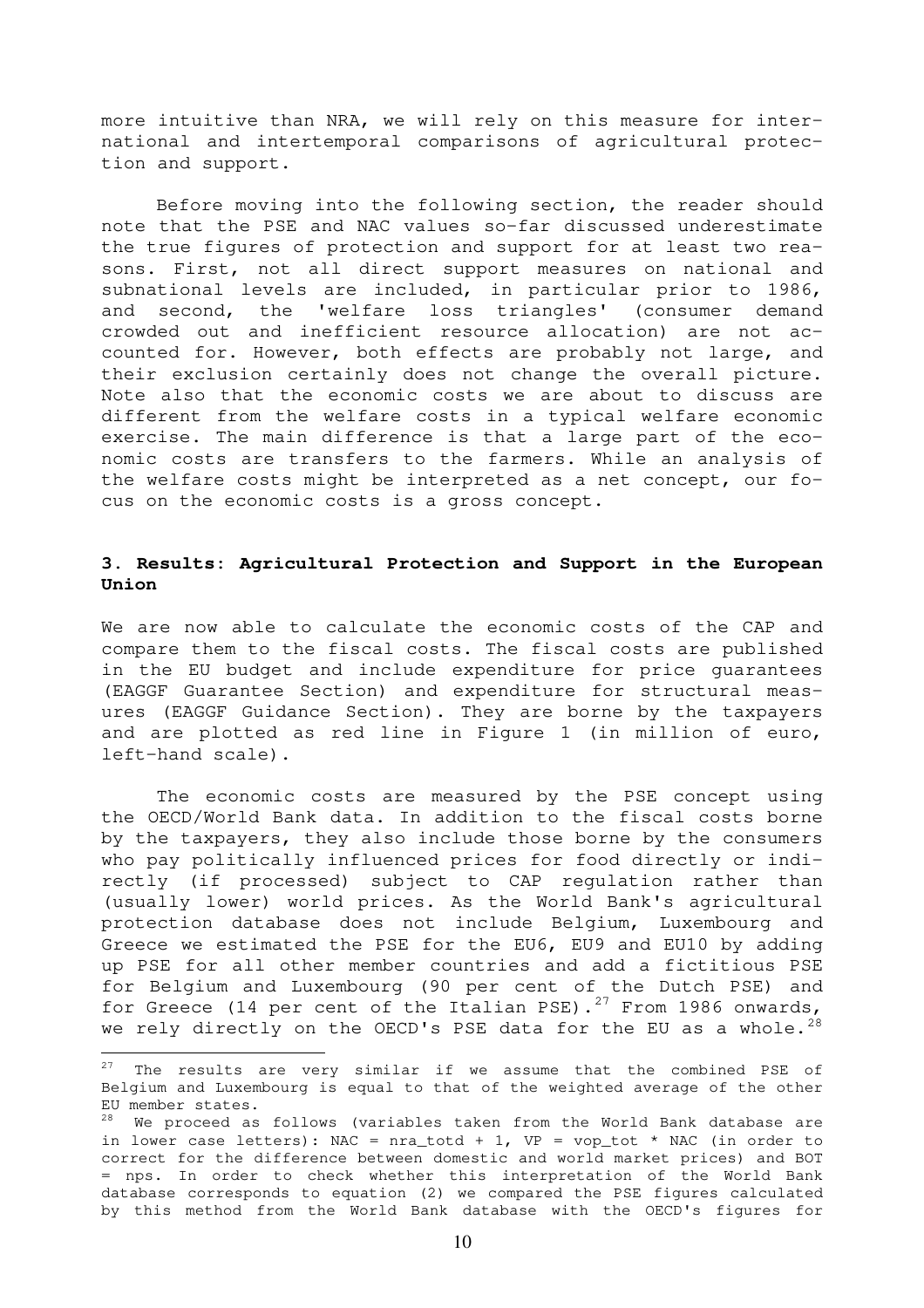more intuitive than NRA, we will rely on this measure for international and intertemporal comparisons of agricultural protection and support.

Before moving into the following section, the reader should note that the PSE and NAC values so-far discussed underestimate the true figures of protection and support for at least two reasons. First, not all direct support measures on national and subnational levels are included, in particular prior to 1986, and second, the 'welfare loss triangles' (consumer demand crowded out and inefficient resource allocation) are not accounted for. However, both effects are probably not large, and their exclusion certainly does not change the overall picture. Note also that the economic costs we are about to discuss are different from the welfare costs in a typical welfare economic exercise. The main difference is that a large part of the economic costs are transfers to the farmers. While an analysis of the welfare costs might be interpreted as a net concept, our focus on the economic costs is a gross concept.

## 3. Results: Agricultural Protection and Support in the European Union

We are now able to calculate the economic costs of the CAP and compare them to the fiscal costs. The fiscal costs are published in the EU budget and include expenditure for price guarantees (EAGGF Guarantee Section) and expenditure for structural measures (EAGGF Guidance Section). They are borne by the taxpayers and are plotted as red line in Figure 1 (in million of euro, left-hand scale).

The economic costs are measured by the PSE concept using the OECD/World Bank data. In addition to the fiscal costs borne by the taxpayers, they also include those borne by the consumers who pay politically influenced prices for food directly or indirectly (if processed) subject to CAP regulation rather than (usually lower) world prices. As the World Bank's agricultural protection database does not include Belgium, Luxembourg and Greece we estimated the PSE for the EU6, EU9 and EU10 by adding up PSE for all other member countries and add a fictitious PSE for Belgium and Luxembourg (90 per cent of the Dutch PSE) and for Greece (14 per cent of the Italian PSE).[27] From 1986 onwards, we rely directly on the OECD's PSE data for the EU as a whole.[28]

---

[27] The results are very similar if we assume that the combined PSE of Belgium and Luxembourg is equal to that of the weighted average of the other EU member states.

[28] We proceed as follows (variables taken from the World Bank database are in lower case letters): NAC = nra_totd + 1, VP = vop_tot * NAC (in order to correct for the difference between domestic and world market prices) and BOT = nps. In order to check whether this interpretation of the World Bank database corresponds to equation (2) we compared the PSE figures calculated by this method from the World Bank database with the OECD's figures for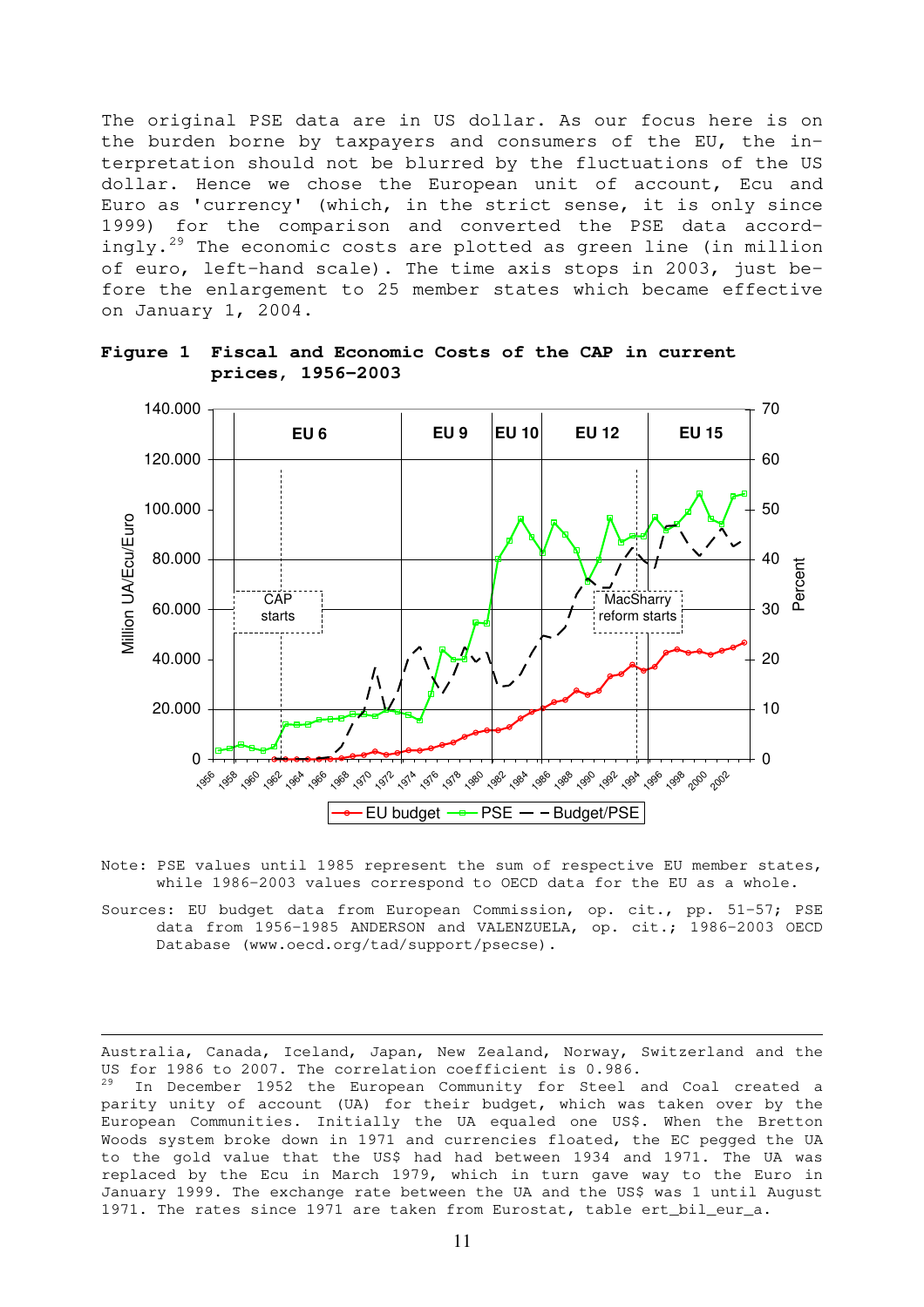The original PSE data are in US dollar. As our focus here is on the burden borne by taxpayers and consumers of the EU, the interpretation should not be blurred by the fluctuations of the US dollar. Hence we chose the European unit of account, Ecu and Euro as 'currency' (which, in the strict sense, it is only since 1999) for the comparison and converted the PSE data accordingly.[29] The economic costs are plotted as green line (in million of euro, left-hand scale). The time axis stops in 2003, just before the enlargement to 25 member states which became effective on January 1, 2004.

**Figure 1 Fiscal and Economic Costs of the CAP in current prices, 1956-2003**

Note: PSE values until 1985 represent the sum of respective EU member states, while 1986-2003 values correspond to OECD data for the EU as a whole.

Sources: EU budget data from European Commission, op. cit., pp. 51-57; PSE data from 1956-1985 ANDERSON and VALENZUELA, op. cit.; 1986-2003 OECD Database (www.oecd.org/tad/support/psecse).

---

Australia, Canada, Iceland, Japan, New Zealand, Norway, Switzerland and the US for 1986 to 2007. The correlation coefficient is 0.986.

[29] In December 1952 the European Community for Steel and Coal created a parity unity of account (UA) for their budget, which was taken over by the European Communities. Initially the UA equaled one US$. When the Bretton Woods system broke down in 1971 and currencies floated, the EC pegged the UA to the gold value that the US$ had had between 1934 and 1971. The UA was replaced by the Ecu in March 1979, which in turn gave way to the Euro in January 1999. The exchange rate between the UA and the US$ was 1 until August 1971. The rates since 1971 are taken from Eurostat, table ert_bil_eur_a.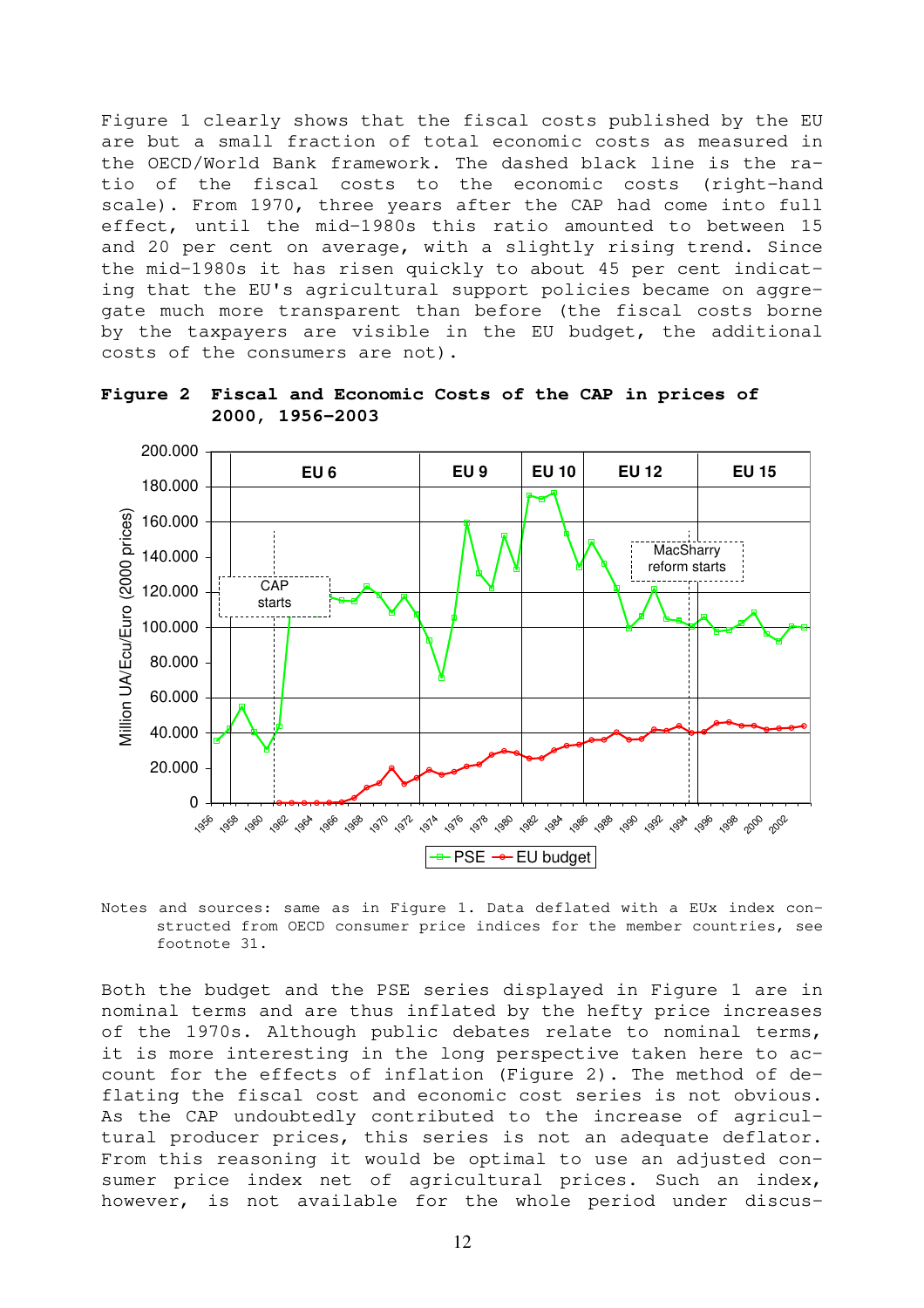Figure 1 clearly shows that the fiscal costs published by the EU are but a small fraction of total economic costs as measured in the OECD/World Bank framework. The dashed black line is the ratio of the fiscal costs to the economic costs (right-hand scale). From 1970, three years after the CAP had come into full effect, until the mid-1980s this ratio amounted to between 15 and 20 per cent on average, with a slightly rising trend. Since the mid-1980s it has risen quickly to about 45 per cent indicating that the EU's agricultural support policies became on aggregate much more transparent than before (the fiscal costs borne by the taxpayers are visible in the EU budget, the additional costs of the consumers are not).

**Figure 2 Fiscal and Economic Costs of the CAP in prices of 2000, 1956-2003**

Notes and sources: same as in Figure 1. Data deflated with a EUx index constructed from OECD consumer price indices for the member countries, see footnote 31.

Both the budget and the PSE series displayed in Figure 1 are in nominal terms and are thus inflated by the hefty price increases of the 1970s. Although public debates relate to nominal terms, it is more interesting in the long perspective taken here to account for the effects of inflation (Figure 2). The method of deflating the fiscal cost and economic cost series is not obvious. As the CAP undoubtedly contributed to the increase of agricultural producer prices, this series is not an adequate deflator. From this reasoning it would be optimal to use an adjusted consumer price index net of agricultural prices. Such an index, however, is not available for the whole period under discus-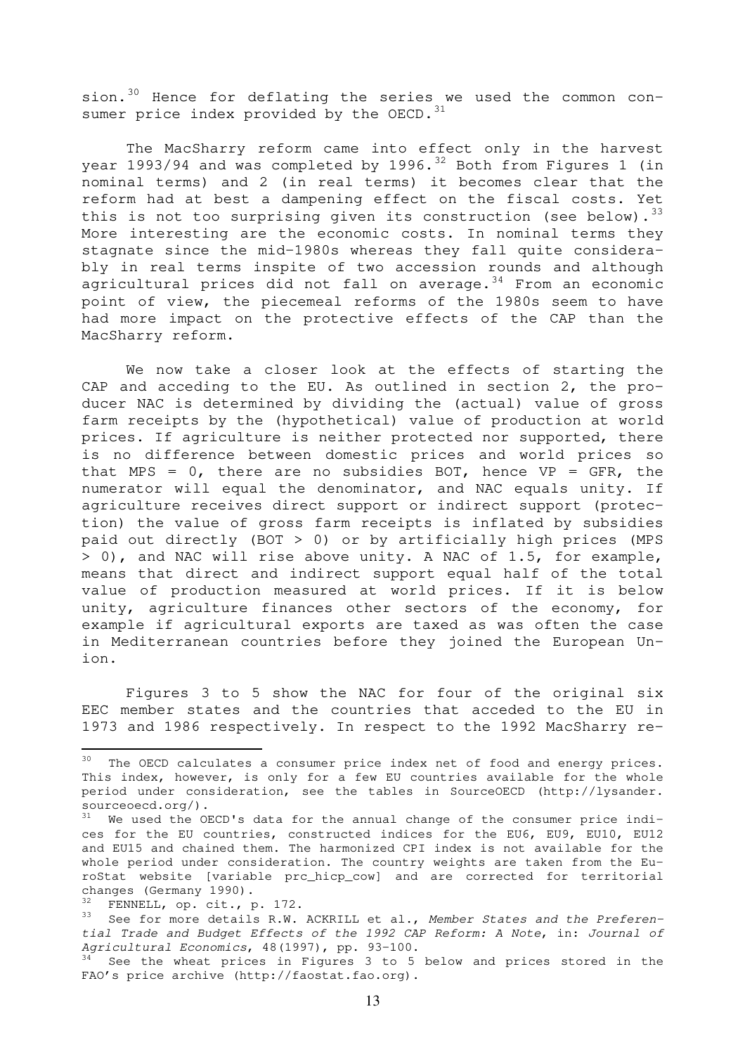sion.[30] Hence for deflating the series we used the common consumer price index provided by the OECD.[31]

The MacSharry reform came into effect only in the harvest year 1993/94 and was completed by 1996.[32] Both from Figures 1 (in nominal terms) and 2 (in real terms) it becomes clear that the reform had at best a dampening effect on the fiscal costs. Yet this is not too surprising given its construction (see below).[33] More interesting are the economic costs. In nominal terms they stagnate since the mid-1980s whereas they fall quite considerably in real terms inspite of two accession rounds and although agricultural prices did not fall on average.[34] From an economic point of view, the piecemeal reforms of the 1980s seem to have had more impact on the protective effects of the CAP than the MacSharry reform.

We now take a closer look at the effects of starting the CAP and acceding to the EU. As outlined in section 2, the producer NAC is determined by dividing the (actual) value of gross farm receipts by the (hypothetical) value of production at world prices. If agriculture is neither protected nor supported, there is no difference between domestic prices and world prices so that MPS = 0, there are no subsidies BOT, hence VP = GFR, the numerator will equal the denominator, and NAC equals unity. If agriculture receives direct support or indirect support (protection) the value of gross farm receipts is inflated by subsidies paid out directly (BOT > 0) or by artificially high prices (MPS > 0), and NAC will rise above unity. A NAC of 1.5, for example, means that direct and indirect support equal half of the total value of production measured at world prices. If it is below unity, agriculture finances other sectors of the economy, for example if agricultural exports are taxed as was often the case in Mediterranean countries before they joined the European Union.

Figures 3 to 5 show the NAC for four of the original six EEC member states and the countries that acceded to the EU in 1973 and 1986 respectively. In respect to the 1992 MacSharry re-

---

[30] The OECD calculates a consumer price index net of food and energy prices. This index, however, is only for a few EU countries available for the whole period under consideration, see the tables in SourceOECD (http://lysander.sourceoecd.org/).

[31] We used the OECD's data for the annual change of the consumer price indices for the EU countries, constructed indices for the EU6, EU9, EU10, EU12 and EU15 and chained them. The harmonized CPI index is not available for the whole period under consideration. The country weights are taken from the EuroStat website [variable prc_hicp_cow] and are corrected for territorial changes (Germany 1990).

[32] FENNELL, op. cit., p. 172.

[33] See for more details R.W. ACKRILL et al., *Member States and the Preferential Trade and Budget Effects of the 1992 CAP Reform: A Note*, in: *Journal of Agricultural Economics*, 48(1997), pp. 93-100.

[34] See the wheat prices in Figures 3 to 5 below and prices stored in the FAO's price archive (http://faostat.fao.org).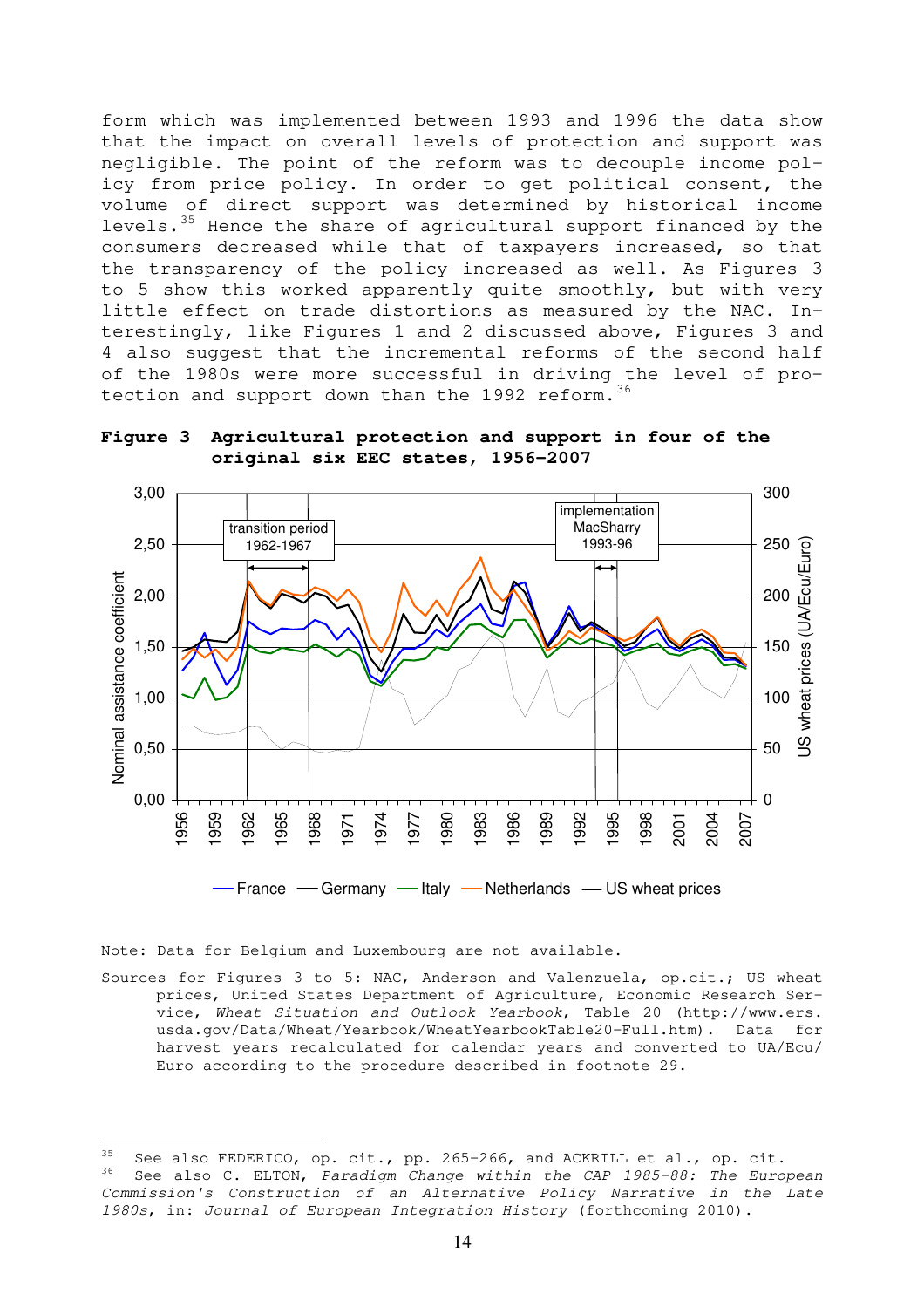form which was implemented between 1993 and 1996 the data show that the impact on overall levels of protection and support was negligible. The point of the reform was to decouple income policy from price policy. In order to get political consent, the volume of direct support was determined by historical income levels.[35] Hence the share of agricultural support financed by the consumers decreased while that of taxpayers increased, so that the transparency of the policy increased as well. As Figures 3 to 5 show this worked apparently quite smoothly, but with very little effect on trade distortions as measured by the NAC. Interestingly, like Figures 1 and 2 discussed above, Figures 3 and 4 also suggest that the incremental reforms of the second half of the 1980s were more successful in driving the level of protection and support down than the 1992 reform.[36]

**Figure 3 Agricultural protection and support in four of the original six EEC states, 1956–2007**

Note: Data for Belgium and Luxembourg are not available.

Sources for Figures 3 to 5: NAC, Anderson and Valenzuela, op.cit.; US wheat prices, United States Department of Agriculture, Economic Research Service, *Wheat Situation and Outlook Yearbook*, Table 20 (http://www.ers.usda.gov/Data/Wheat/Yearbook/WheatYearbookTable20-Full.htm). Data for harvest years recalculated for calendar years and converted to UA/Ecu/Euro according to the procedure described in footnote 29.

---

[35] See also FEDERICO, op. cit., pp. 265-266, and ACKRILL et al., op. cit.

[36] See also C. ELTON, *Paradigm Change within the CAP 1985-88: The European Commission's Construction of an Alternative Policy Narrative in the Late 1980s*, in: *Journal of European Integration History* (forthcoming 2010).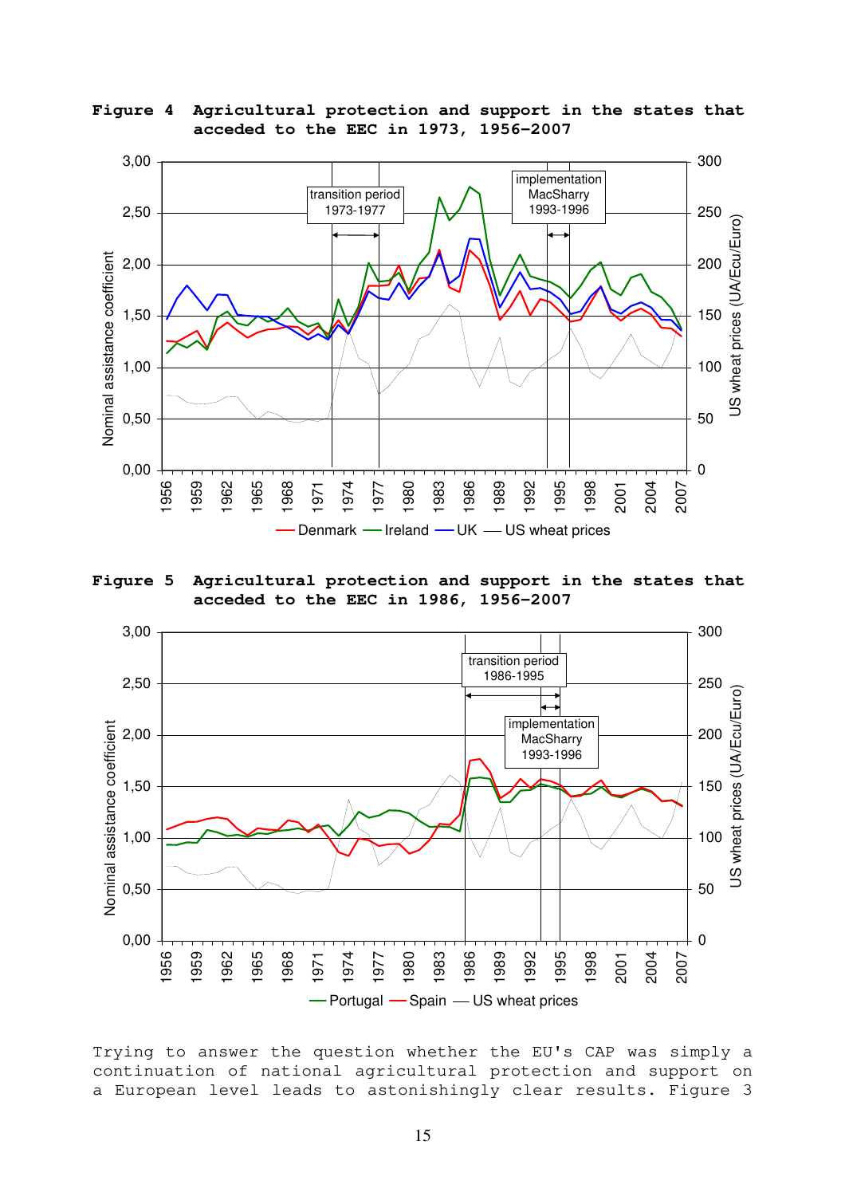**Figure 4 Agricultural protection and support in the states that acceded to the EEC in 1973, 1956–2007**

**Figure 5 Agricultural protection and support in the states that acceded to the EEC in 1986, 1956–2007**

Trying to answer the question whether the EU's CAP was simply a continuation of national agricultural protection and support on a European level leads to astonishingly clear results. Figure 3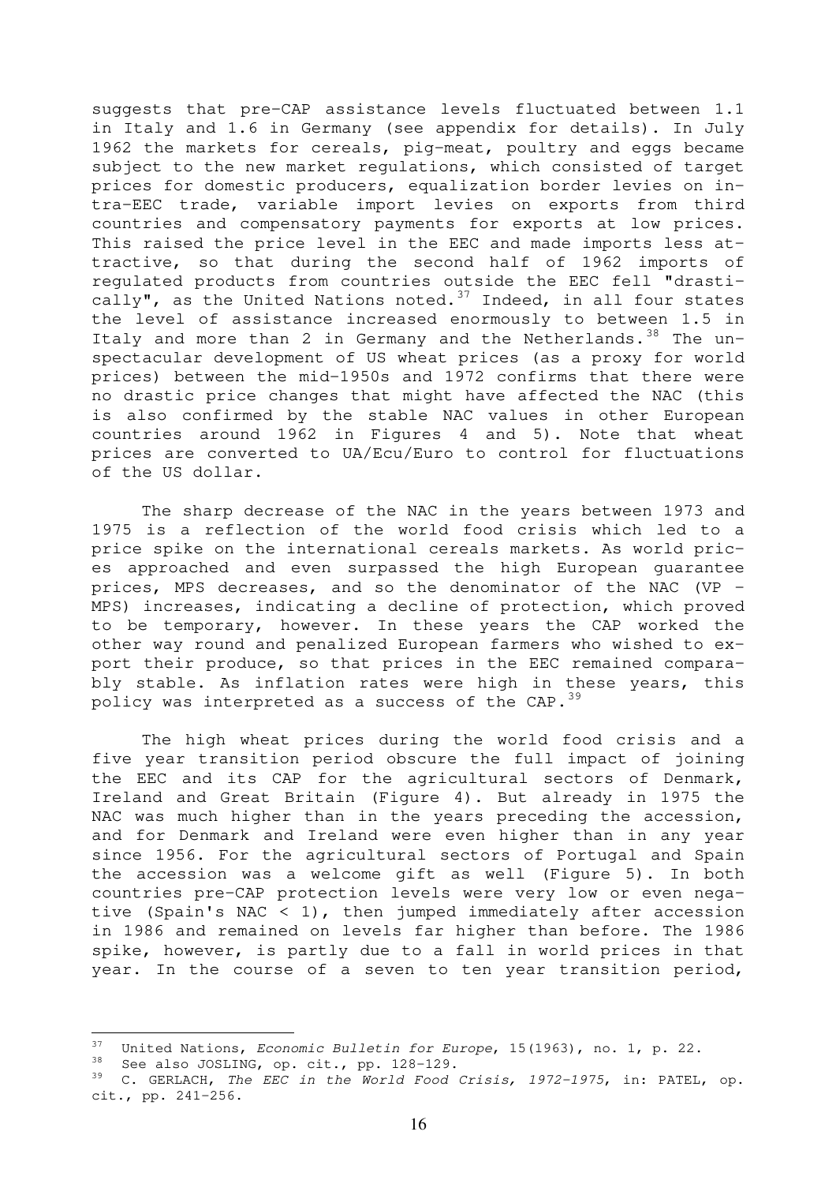suggests that pre-CAP assistance levels fluctuated between 1.1 in Italy and 1.6 in Germany (see appendix for details). In July 1962 the markets for cereals, pig-meat, poultry and eggs became subject to the new market regulations, which consisted of target prices for domestic producers, equalization border levies on intra-EEC trade, variable import levies on exports from third countries and compensatory payments for exports at low prices. This raised the price level in the EEC and made imports less attractive, so that during the second half of 1962 imports of regulated products from countries outside the EEC fell "drastically", as the United Nations noted.[37] Indeed, in all four states the level of assistance increased enormously to between 1.5 in Italy and more than 2 in Germany and the Netherlands.[38] The unspectacular development of US wheat prices (as a proxy for world prices) between the mid-1950s and 1972 confirms that there were no drastic price changes that might have affected the NAC (this is also confirmed by the stable NAC values in other European countries around 1962 in Figures 4 and 5). Note that wheat prices are converted to UA/Ecu/Euro to control for fluctuations of the US dollar.

The sharp decrease of the NAC in the years between 1973 and 1975 is a reflection of the world food crisis which led to a price spike on the international cereals markets. As world prices approached and even surpassed the high European guarantee prices, MPS decreases, and so the denominator of the NAC (VP – MPS) increases, indicating a decline of protection, which proved to be temporary, however. In these years the CAP worked the other way round and penalized European farmers who wished to export their produce, so that prices in the EEC remained comparably stable. As inflation rates were high in these years, this policy was interpreted as a success of the CAP.[39]

The high wheat prices during the world food crisis and a five year transition period obscure the full impact of joining the EEC and its CAP for the agricultural sectors of Denmark, Ireland and Great Britain (Figure 4). But already in 1975 the NAC was much higher than in the years preceding the accession, and for Denmark and Ireland were even higher than in any year since 1956. For the agricultural sectors of Portugal and Spain the accession was a welcome gift as well (Figure 5). In both countries pre-CAP protection levels were very low or even negative (Spain's NAC < 1), then jumped immediately after accession in 1986 and remained on levels far higher than before. The 1986 spike, however, is partly due to a fall in world prices in that year. In the course of a seven to ten year transition period,

---

[37] United Nations, *Economic Bulletin for Europe*, 15(1963), no. 1, p. 22.

[38] See also JOSLING, op. cit., pp. 128-129.

[39] C. GERLACH, *The EEC in the World Food Crisis, 1972-1975*, in: PATEL, op. cit., pp. 241-256.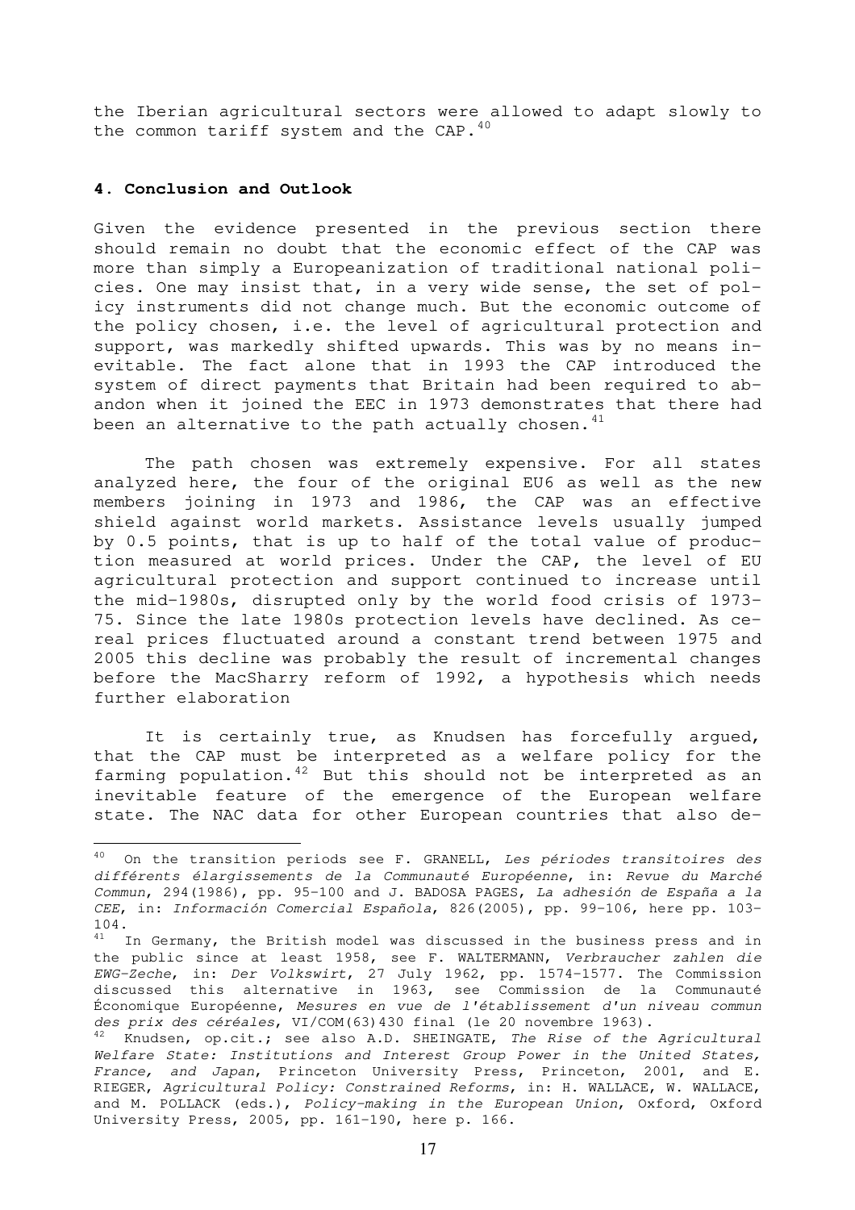the Iberian agricultural sectors were allowed to adapt slowly to the common tariff system and the CAP.[40]

### 4. Conclusion and Outlook

Given the evidence presented in the previous section there should remain no doubt that the economic effect of the CAP was more than simply a Europeanization of traditional national policies. One may insist that, in a very wide sense, the set of policy instruments did not change much. But the economic outcome of the policy chosen, i.e. the level of agricultural protection and support, was markedly shifted upwards. This was by no means inevitable. The fact alone that in 1993 the CAP introduced the system of direct payments that Britain had been required to abandon when it joined the EEC in 1973 demonstrates that there had been an alternative to the path actually chosen.[41]

The path chosen was extremely expensive. For all states analyzed here, the four of the original EU6 as well as the new members joining in 1973 and 1986, the CAP was an effective shield against world markets. Assistance levels usually jumped by 0.5 points, that is up to half of the total value of production measured at world prices. Under the CAP, the level of EU agricultural protection and support continued to increase until the mid-1980s, disrupted only by the world food crisis of 1973-75. Since the late 1980s protection levels have declined. As cereal prices fluctuated around a constant trend between 1975 and 2005 this decline was probably the result of incremental changes before the MacSharry reform of 1992, a hypothesis which needs further elaboration

It is certainly true, as Knudsen has forcefully argued, that the CAP must be interpreted as a welfare policy for the farming population.[42] But this should not be interpreted as an inevitable feature of the emergence of the European welfare state. The NAC data for other European countries that also de-

---

[40] On the transition periods see F. GRANELL, *Les périodes transitoires des différents élargissements de la Communauté Européenne*, in: *Revue du Marché Commun*, 294(1986), pp. 95-100 and J. BADOSA PAGES, *La adhesión de España a la CEE*, in: *Información Comercial Española*, 826(2005), pp. 99-106, here pp. 103-104.

[41] In Germany, the British model was discussed in the business press and in the public since at least 1958, see F. WALTERMANN, *Verbraucher zahlen die EWG-Zeche*, in: *Der Volkswirt*, 27 July 1962, pp. 1574-1577. The Commission discussed this alternative in 1963, see Commission de la Communauté Économique Européenne, *Mesures en vue de l'établissement d'un niveau commun des prix des céréales*, VI/COM(63)430 final (le 20 novembre 1963).

[42] Knudsen, op.cit.; see also A.D. SHEINGATE, *The Rise of the Agricultural Welfare State: Institutions and Interest Group Power in the United States, France, and Japan*, Princeton University Press, Princeton, 2001, and E. RIEGER, *Agricultural Policy: Constrained Reforms*, in: H. WALLACE, W. WALLACE, and M. POLLACK (eds.), *Policy-making in the European Union*, Oxford, Oxford University Press, 2005, pp. 161-190, here p. 166.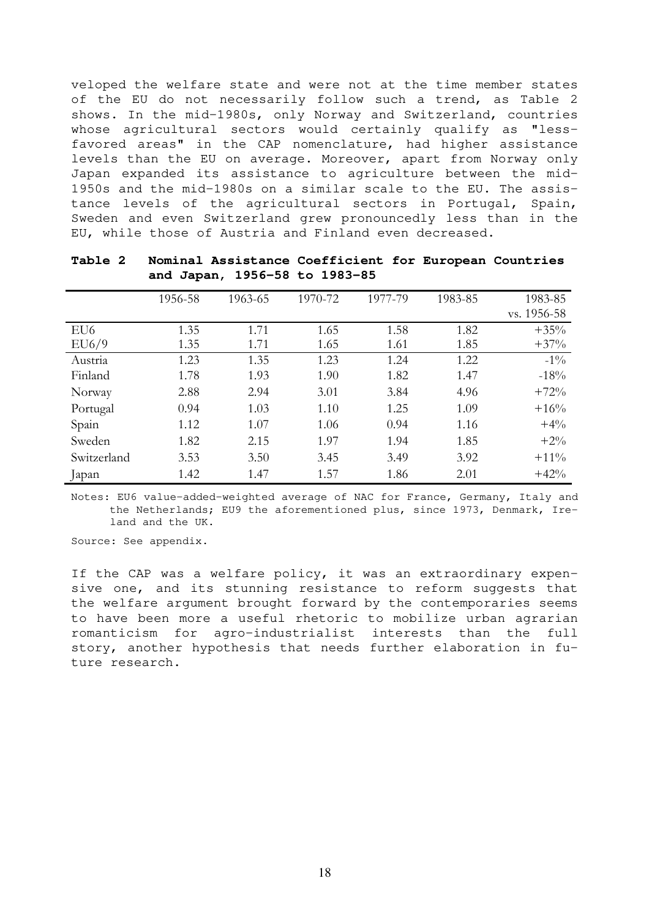veloped the welfare state and were not at the time member states of the EU do not necessarily follow such a trend, as Table 2 shows. In the mid-1980s, only Norway and Switzerland, countries whose agricultural sectors would certainly qualify as "less-favored areas" in the CAP nomenclature, had higher assistance levels than the EU on average. Moreover, apart from Norway only Japan expanded its assistance to agriculture between the mid-1950s and the mid-1980s on a similar scale to the EU. The assistance levels of the agricultural sectors in Portugal, Spain, Sweden and even Switzerland grew pronouncedly less than in the EU, while those of Austria and Finland even decreased.

**Table 2 Nominal Assistance Coefficient for European Countries and Japan, 1956-58 to 1983-85**

| | 1956-58 | 1963-65 | 1970-72 | 1977-79 | 1983-85 | 1983-85 vs. 1956-58 |
|---|---|---|---|---|---|---|
| EU6 | 1.35 | 1.71 | 1.65 | 1.58 | 1.82 | +35% |
| EU6/9 | 1.35 | 1.71 | 1.65 | 1.61 | 1.85 | +37% |
| Austria | 1.23 | 1.35 | 1.23 | 1.24 | 1.22 | -1% |
| Finland | 1.78 | 1.93 | 1.90 | 1.82 | 1.47 | -18% |
| Norway | 2.88 | 2.94 | 3.01 | 3.84 | 4.96 | +72% |
| Portugal | 0.94 | 1.03 | 1.10 | 1.25 | 1.09 | +16% |
| Spain | 1.12 | 1.07 | 1.06 | 0.94 | 1.16 | +4% |
| Sweden | 1.82 | 2.15 | 1.97 | 1.94 | 1.85 | +2% |
| Switzerland | 3.53 | 3.50 | 3.45 | 3.49 | 3.92 | +11% |
| Japan | 1.42 | 1.47 | 1.57 | 1.86 | 2.01 | +42% |

Notes: EU6 value-added-weighted average of NAC for France, Germany, Italy and the Netherlands; EU9 the aforementioned plus, since 1973, Denmark, Ireland and the UK.

Source: See appendix.

If the CAP was a welfare policy, it was an extraordinary expensive one, and its stunning resistance to reform suggests that the welfare argument brought forward by the contemporaries seems to have been more a useful rhetoric to mobilize urban agrarian romanticism for agro-industrialist interests than the full story, another hypothesis that needs further elaboration in future research.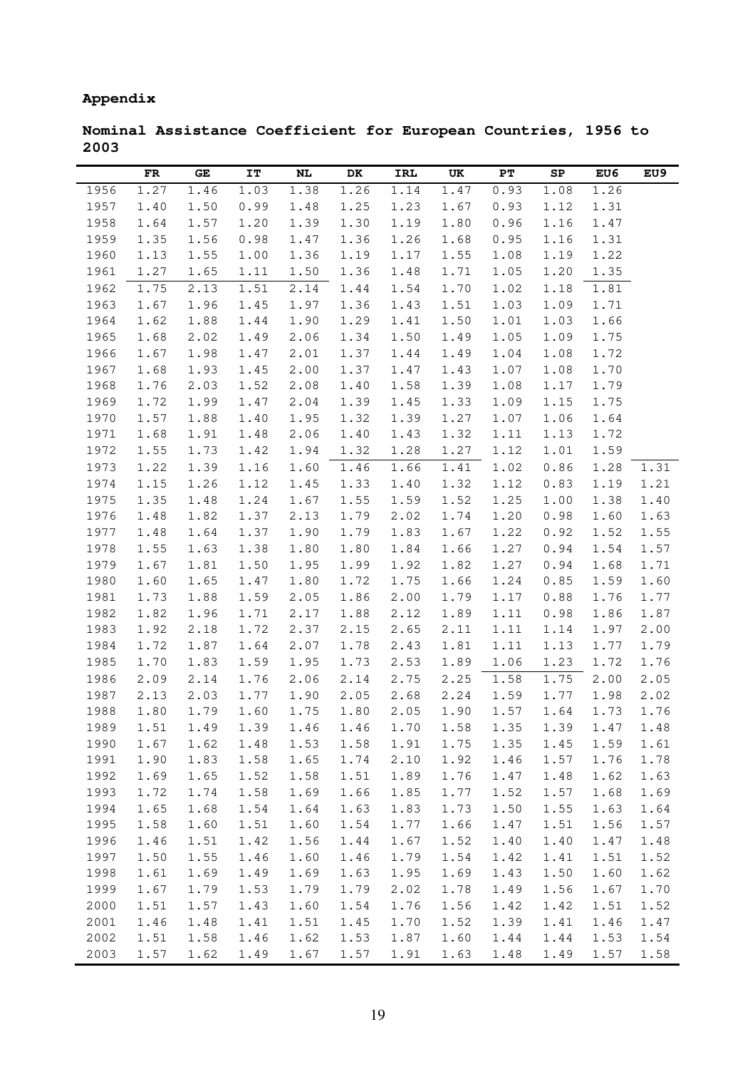**Appendix**

**Nominal Assistance Coefficient for European Countries, 1956 to 2003**

| | FR | GE | IT | NL | DK | IRL | UK | PT | SP | EU6 | EU9 |
|---|---|---|---|---|---|---|---|---|---|---|---|
| 1956 | 1.27 | 1.46 | 1.03 | 1.38 | 1.26 | 1.14 | 1.47 | 0.93 | 1.08 | 1.26 | |
| 1957 | 1.40 | 1.50 | 0.99 | 1.48 | 1.25 | 1.23 | 1.67 | 0.93 | 1.12 | 1.31 | |
| 1958 | 1.64 | 1.57 | 1.20 | 1.39 | 1.30 | 1.19 | 1.80 | 0.96 | 1.16 | 1.47 | |
| 1959 | 1.35 | 1.56 | 0.98 | 1.47 | 1.36 | 1.26 | 1.68 | 0.95 | 1.16 | 1.31 | |
| 1960 | 1.13 | 1.55 | 1.00 | 1.36 | 1.19 | 1.17 | 1.55 | 1.08 | 1.19 | 1.22 | |
| 1961 | 1.27 | 1.65 | 1.11 | 1.50 | 1.36 | 1.48 | 1.71 | 1.05 | 1.20 | 1.35 | |
| 1962 | 1.75 | 2.13 | 1.51 | 2.14 | 1.44 | 1.54 | 1.70 | 1.02 | 1.18 | 1.81 | |
| 1963 | 1.67 | 1.96 | 1.45 | 1.97 | 1.36 | 1.43 | 1.51 | 1.03 | 1.09 | 1.71 | |
| 1964 | 1.62 | 1.88 | 1.44 | 1.90 | 1.29 | 1.41 | 1.50 | 1.01 | 1.03 | 1.66 | |
| 1965 | 1.68 | 2.02 | 1.49 | 2.06 | 1.34 | 1.50 | 1.49 | 1.05 | 1.09 | 1.75 | |
| 1966 | 1.67 | 1.98 | 1.47 | 2.01 | 1.37 | 1.44 | 1.49 | 1.04 | 1.08 | 1.72 | |
| 1967 | 1.68 | 1.93 | 1.45 | 2.00 | 1.37 | 1.47 | 1.43 | 1.07 | 1.08 | 1.70 | |
| 1968 | 1.76 | 2.03 | 1.52 | 2.08 | 1.40 | 1.58 | 1.39 | 1.08 | 1.17 | 1.79 | |
| 1969 | 1.72 | 1.99 | 1.47 | 2.04 | 1.39 | 1.45 | 1.33 | 1.09 | 1.15 | 1.75 | |
| 1970 | 1.57 | 1.88 | 1.40 | 1.95 | 1.32 | 1.39 | 1.27 | 1.07 | 1.06 | 1.64 | |
| 1971 | 1.68 | 1.91 | 1.48 | 2.06 | 1.40 | 1.43 | 1.32 | 1.11 | 1.13 | 1.72 | |
| 1972 | 1.55 | 1.73 | 1.42 | 1.94 | 1.32 | 1.28 | 1.27 | 1.12 | 1.01 | 1.59 | |
| 1973 | 1.22 | 1.39 | 1.16 | 1.60 | 1.46 | 1.66 | 1.41 | 1.02 | 0.86 | 1.28 | 1.31 |
| 1974 | 1.15 | 1.26 | 1.12 | 1.45 | 1.33 | 1.40 | 1.32 | 1.12 | 0.83 | 1.19 | 1.21 |
| 1975 | 1.35 | 1.48 | 1.24 | 1.67 | 1.55 | 1.59 | 1.52 | 1.25 | 1.00 | 1.38 | 1.40 |
| 1976 | 1.48 | 1.82 | 1.37 | 2.13 | 1.79 | 2.02 | 1.74 | 1.20 | 0.98 | 1.60 | 1.63 |
| 1977 | 1.48 | 1.64 | 1.37 | 1.90 | 1.79 | 1.83 | 1.67 | 1.22 | 0.92 | 1.52 | 1.55 |
| 1978 | 1.55 | 1.63 | 1.38 | 1.80 | 1.80 | 1.84 | 1.66 | 1.27 | 0.94 | 1.54 | 1.57 |
| 1979 | 1.67 | 1.81 | 1.50 | 1.95 | 1.99 | 1.92 | 1.82 | 1.27 | 0.94 | 1.68 | 1.71 |
| 1980 | 1.60 | 1.65 | 1.47 | 1.80 | 1.72 | 1.75 | 1.66 | 1.24 | 0.85 | 1.59 | 1.60 |
| 1981 | 1.73 | 1.88 | 1.59 | 2.05 | 1.86 | 2.00 | 1.79 | 1.17 | 0.88 | 1.76 | 1.77 |
| 1982 | 1.82 | 1.96 | 1.71 | 2.17 | 1.88 | 2.12 | 1.89 | 1.11 | 0.98 | 1.86 | 1.87 |
| 1983 | 1.92 | 2.18 | 1.72 | 2.37 | 2.15 | 2.65 | 2.11 | 1.11 | 1.14 | 1.97 | 2.00 |
| 1984 | 1.72 | 1.87 | 1.64 | 2.07 | 1.78 | 2.43 | 1.81 | 1.11 | 1.13 | 1.77 | 1.79 |
| 1985 | 1.70 | 1.83 | 1.59 | 1.95 | 1.73 | 2.53 | 1.89 | 1.06 | 1.23 | 1.72 | 1.76 |
| 1986 | 2.09 | 2.14 | 1.76 | 2.06 | 2.14 | 2.75 | 2.25 | 1.58 | 1.75 | 2.00 | 2.05 |
| 1987 | 2.13 | 2.03 | 1.77 | 1.90 | 2.05 | 2.68 | 2.24 | 1.59 | 1.77 | 1.98 | 2.02 |
| 1988 | 1.80 | 1.79 | 1.60 | 1.75 | 1.80 | 2.05 | 1.90 | 1.57 | 1.64 | 1.73 | 1.76 |
| 1989 | 1.51 | 1.49 | 1.39 | 1.46 | 1.46 | 1.70 | 1.58 | 1.35 | 1.39 | 1.47 | 1.48 |
| 1990 | 1.67 | 1.62 | 1.48 | 1.53 | 1.58 | 1.91 | 1.75 | 1.35 | 1.45 | 1.59 | 1.61 |
| 1991 | 1.90 | 1.83 | 1.58 | 1.65 | 1.74 | 2.10 | 1.92 | 1.46 | 1.57 | 1.76 | 1.78 |
| 1992 | 1.69 | 1.65 | 1.52 | 1.58 | 1.51 | 1.89 | 1.76 | 1.47 | 1.48 | 1.62 | 1.63 |
| 1993 | 1.72 | 1.74 | 1.58 | 1.69 | 1.66 | 1.85 | 1.77 | 1.52 | 1.57 | 1.68 | 1.69 |
| 1994 | 1.65 | 1.68 | 1.54 | 1.64 | 1.63 | 1.83 | 1.73 | 1.50 | 1.55 | 1.63 | 1.64 |
| 1995 | 1.58 | 1.60 | 1.51 | 1.60 | 1.54 | 1.77 | 1.66 | 1.47 | 1.51 | 1.56 | 1.57 |
| 1996 | 1.46 | 1.51 | 1.42 | 1.56 | 1.44 | 1.67 | 1.52 | 1.40 | 1.40 | 1.47 | 1.48 |
| 1997 | 1.50 | 1.55 | 1.46 | 1.60 | 1.46 | 1.79 | 1.54 | 1.42 | 1.41 | 1.51 | 1.52 |
| 1998 | 1.61 | 1.69 | 1.49 | 1.69 | 1.63 | 1.95 | 1.69 | 1.43 | 1.50 | 1.60 | 1.62 |
| 1999 | 1.67 | 1.79 | 1.53 | 1.79 | 1.79 | 2.02 | 1.78 | 1.49 | 1.56 | 1.67 | 1.70 |
| 2000 | 1.51 | 1.57 | 1.43 | 1.60 | 1.54 | 1.76 | 1.56 | 1.42 | 1.42 | 1.51 | 1.52 |
| 2001 | 1.46 | 1.48 | 1.41 | 1.51 | 1.45 | 1.70 | 1.52 | 1.39 | 1.41 | 1.46 | 1.47 |
| 2002 | 1.51 | 1.58 | 1.46 | 1.62 | 1.53 | 1.87 | 1.60 | 1.44 | 1.44 | 1.53 | 1.54 |
| 2003 | 1.57 | 1.62 | 1.49 | 1.67 | 1.57 | 1.91 | 1.63 | 1.48 | 1.49 | 1.57 | 1.58 |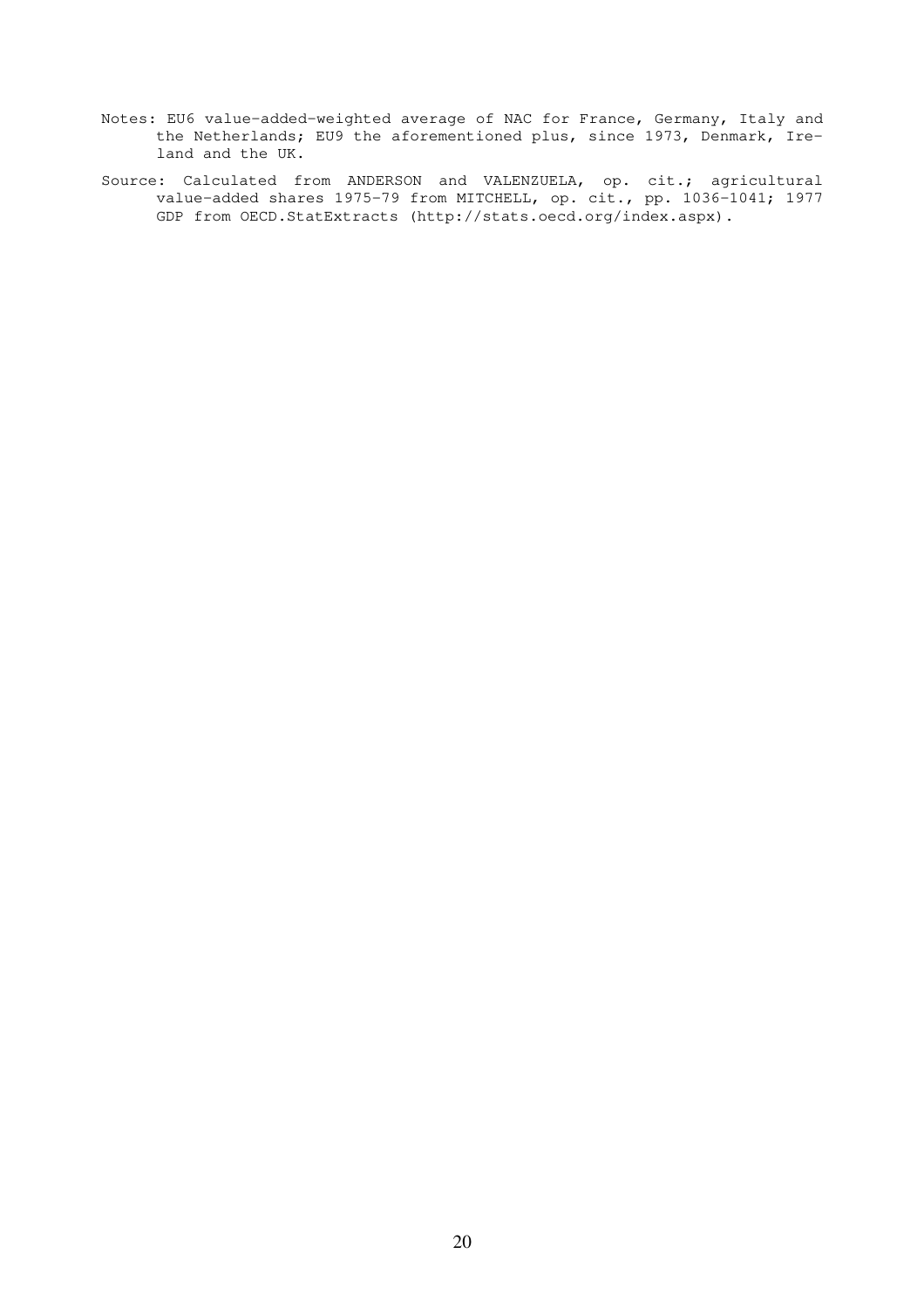Notes: EU6 value-added-weighted average of NAC for France, Germany, Italy and the Netherlands; EU9 the aforementioned plus, since 1973, Denmark, Ireland and the UK.

Source: Calculated from ANDERSON and VALENZUELA, op. cit.; agricultural value-added shares 1975-79 from MITCHELL, op. cit., pp. 1036-1041; 1977 GDP from OECD.StatExtracts (http://stats.oecd.org/index.aspx).